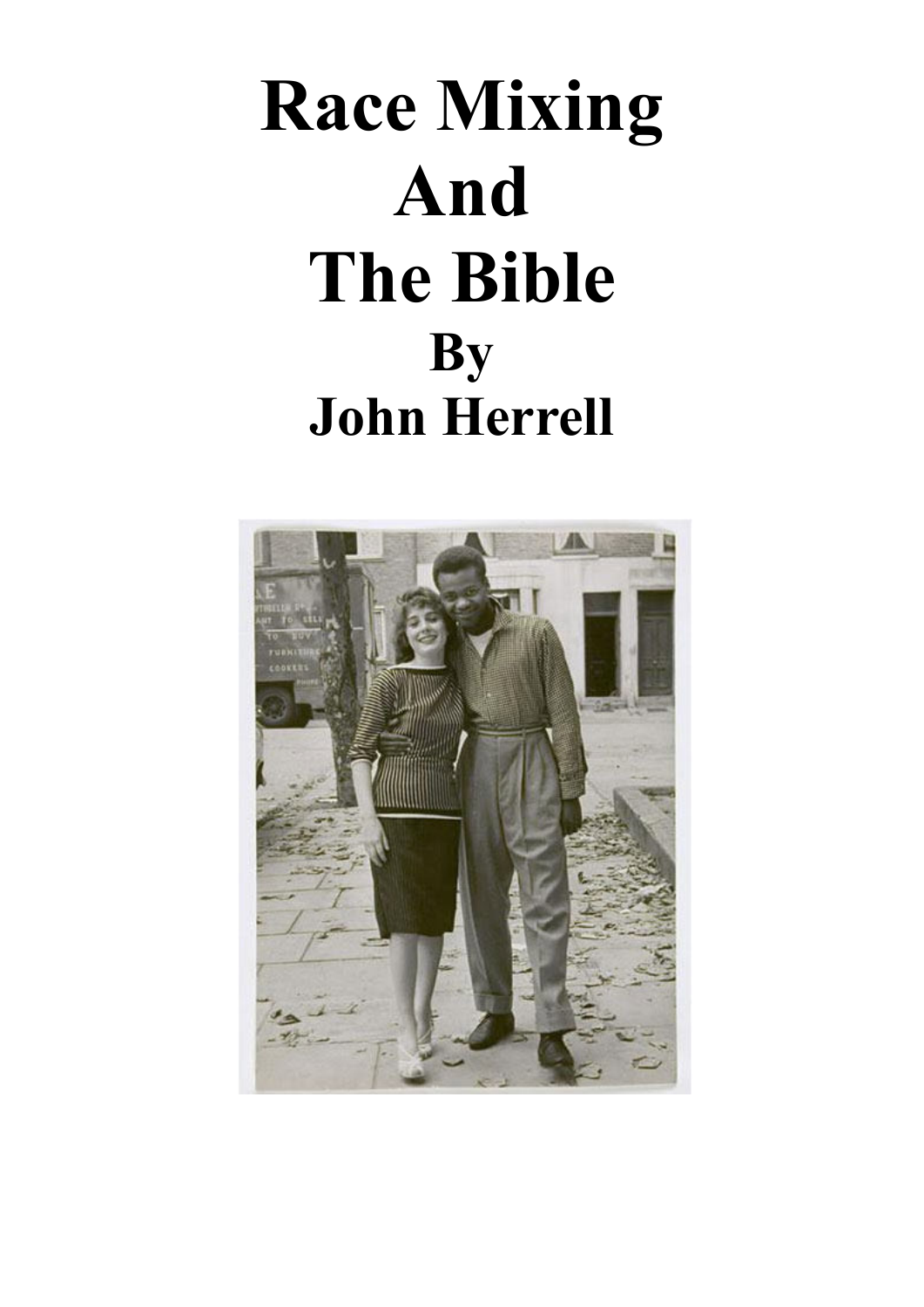# Race Mixing And The Bible

## By John Herrell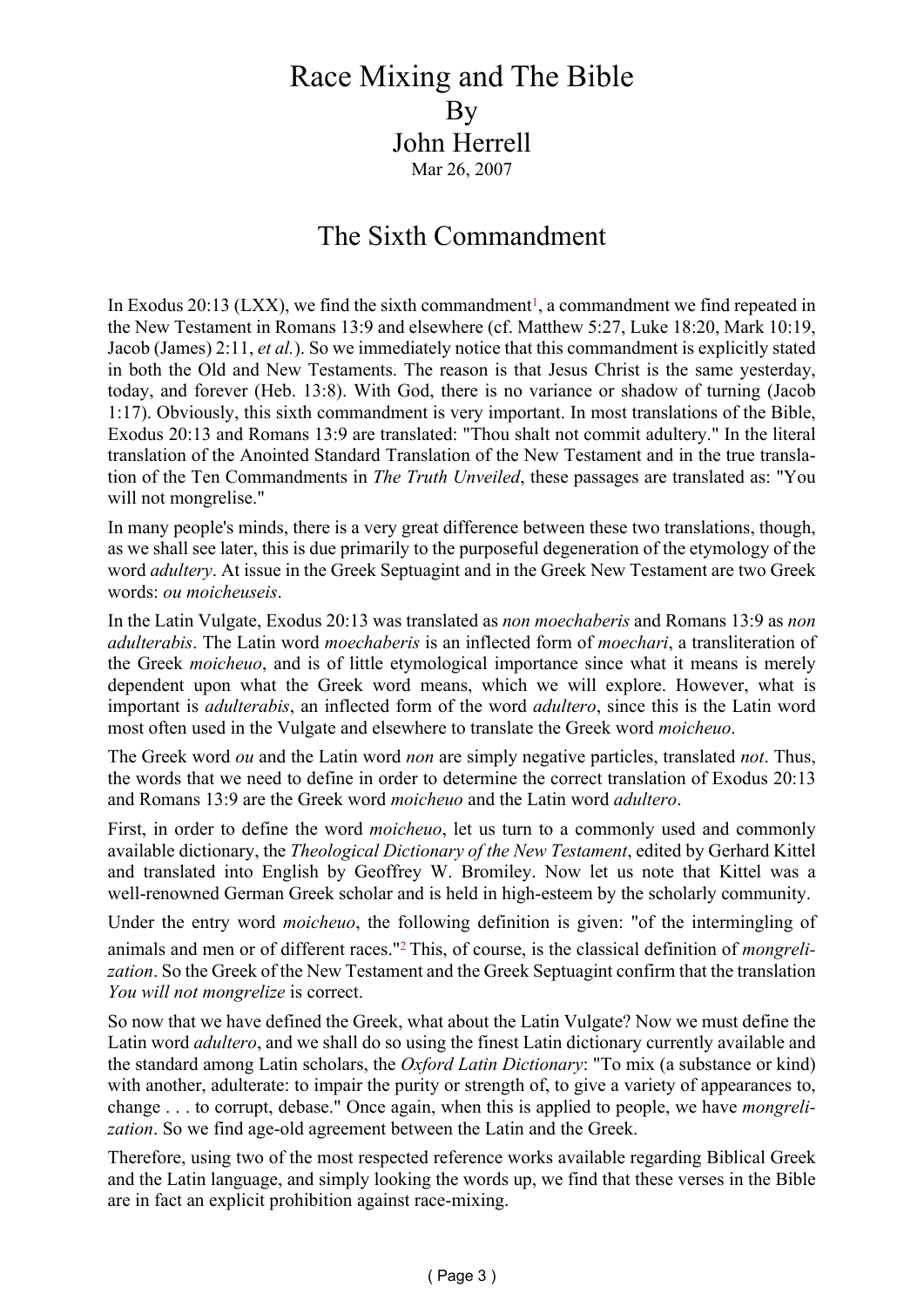# Race Mixing and The Bible

By

John Herrell

Mar 26, 2007

## The Sixth Commandment

In Exodus 20:13 (LXX), we find the sixth commandment[1], a commandment we find repeated in the New Testament in Romans 13:9 and elsewhere (cf. Matthew 5:27, Luke 18:20, Mark 10:19, Jacob (James) 2:11, *et al.*). So we immediately notice that this commandment is explicitly stated in both the Old and New Testaments. The reason is that Jesus Christ is the same yesterday, today, and forever (Heb. 13:8). With God, there is no variance or shadow of turning (Jacob 1:17). Obviously, this sixth commandment is very important. In most translations of the Bible, Exodus 20:13 and Romans 13:9 are translated: "Thou shalt not commit adultery." In the literal translation of the Anointed Standard Translation of the New Testament and in the true translation of the Ten Commandments in *The Truth Unveiled*, these passages are translated as: "You will not mongrelise."

In many people's minds, there is a very great difference between these two translations, though, as we shall see later, this is due primarily to the purposeful degeneration of the etymology of the word *adultery*. At issue in the Greek Septuagint and in the Greek New Testament are two Greek words: *ou moicheuseis*.

In the Latin Vulgate, Exodus 20:13 was translated as *non moechaberis* and Romans 13:9 as *non adulterabis*. The Latin word *moechaberis* is an inflected form of *moechari*, a transliteration of the Greek *moicheuo*, and is of little etymological importance since what it means is merely dependent upon what the Greek word means, which we will explore. However, what is important is *adulterabis*, an inflected form of the word *adultero*, since this is the Latin word most often used in the Vulgate and elsewhere to translate the Greek word *moicheuo*.

The Greek word *ou* and the Latin word *non* are simply negative particles, translated *not*. Thus, the words that we need to define in order to determine the correct translation of Exodus 20:13 and Romans 13:9 are the Greek word *moicheuo* and the Latin word *adultero*.

First, in order to define the word *moicheuo*, let us turn to a commonly used and commonly available dictionary, the *Theological Dictionary of the New Testament*, edited by Gerhard Kittel and translated into English by Geoffrey W. Bromiley. Now let us note that Kittel was a well-renowned German Greek scholar and is held in high-esteem by the scholarly community.

Under the entry word *moicheuo*, the following definition is given: "of the intermingling of animals and men or of different races."[2] This, of course, is the classical definition of *mongrelization*. So the Greek of the New Testament and the Greek Septuagint confirm that the translation *You will not mongrelize* is correct.

So now that we have defined the Greek, what about the Latin Vulgate? Now we must define the Latin word *adultero*, and we shall do so using the finest Latin dictionary currently available and the standard among Latin scholars, the *Oxford Latin Dictionary*: "To mix (a substance or kind) with another, adulterate: to impair the purity or strength of, to give a variety of appearances to, change . . . to corrupt, debase." Once again, when this is applied to people, we have *mongrelization*. So we find age-old agreement between the Latin and the Greek.

Therefore, using two of the most respected reference works available regarding Biblical Greek and the Latin language, and simply looking the words up, we find that these verses in the Bible are in fact an explicit prohibition against race-mixing.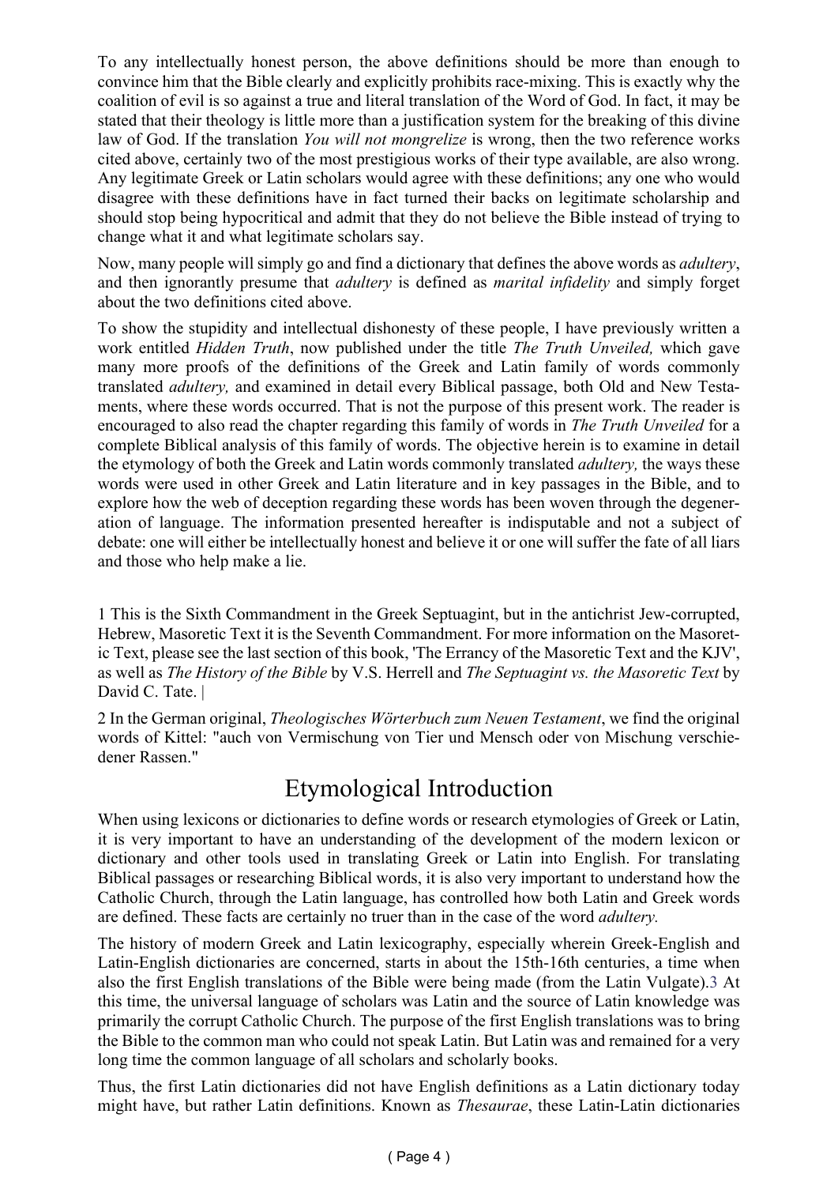To any intellectually honest person, the above definitions should be more than enough to convince him that the Bible clearly and explicitly prohibits race-mixing. This is exactly why the coalition of evil is so against a true and literal translation of the Word of God. In fact, it may be stated that their theology is little more than a justification system for the breaking of this divine law of God. If the translation *You will not mongrelize* is wrong, then the two reference works cited above, certainly two of the most prestigious works of their type available, are also wrong. Any legitimate Greek or Latin scholars would agree with these definitions; any one who would disagree with these definitions have in fact turned their backs on legitimate scholarship and should stop being hypocritical and admit that they do not believe the Bible instead of trying to change what it and what legitimate scholars say.

Now, many people will simply go and find a dictionary that defines the above words as *adultery*, and then ignorantly presume that *adultery* is defined as *marital infidelity* and simply forget about the two definitions cited above.

To show the stupidity and intellectual dishonesty of these people, I have previously written a work entitled *Hidden Truth*, now published under the title *The Truth Unveiled,* which gave many more proofs of the definitions of the Greek and Latin family of words commonly translated *adultery,* and examined in detail every Biblical passage, both Old and New Testaments, where these words occurred. That is not the purpose of this present work. The reader is encouraged to also read the chapter regarding this family of words in *The Truth Unveiled* for a complete Biblical analysis of this family of words. The objective herein is to examine in detail the etymology of both the Greek and Latin words commonly translated *adultery,* the ways these words were used in other Greek and Latin literature and in key passages in the Bible, and to explore how the web of deception regarding these words has been woven through the degeneration of language. The information presented hereafter is indisputable and not a subject of debate: one will either be intellectually honest and believe it or one will suffer the fate of all liars and those who help make a lie.

1 This is the Sixth Commandment in the Greek Septuagint, but in the antichrist Jew-corrupted, Hebrew, Masoretic Text it is the Seventh Commandment. For more information on the Masoretic Text, please see the last section of this book, 'The Errancy of the Masoretic Text and the KJV', as well as *The History of the Bible* by V.S. Herrell and *The Septuagint vs. the Masoretic Text* by David C. Tate. |

2 In the German original, *Theologisches Wörterbuch zum Neuen Testament*, we find the original words of Kittel: "auch von Vermischung von Tier und Mensch oder von Mischung verschiedener Rassen."

# Etymological Introduction

When using lexicons or dictionaries to define words or research etymologies of Greek or Latin, it is very important to have an understanding of the development of the modern lexicon or dictionary and other tools used in translating Greek or Latin into English. For translating Biblical passages or researching Biblical words, it is also very important to understand how the Catholic Church, through the Latin language, has controlled how both Latin and Greek words are defined. These facts are certainly no truer than in the case of the word *adultery.*

The history of modern Greek and Latin lexicography, especially wherein Greek-English and Latin-English dictionaries are concerned, starts in about the 15th-16th centuries, a time when also the first English translations of the Bible were being made (from the Latin Vulgate).[3] At this time, the universal language of scholars was Latin and the source of Latin knowledge was primarily the corrupt Catholic Church. The purpose of the first English translations was to bring the Bible to the common man who could not speak Latin. But Latin was and remained for a very long time the common language of all scholars and scholarly books.

Thus, the first Latin dictionaries did not have English definitions as a Latin dictionary today might have, but rather Latin definitions. Known as *Thesaurae*, these Latin-Latin dictionaries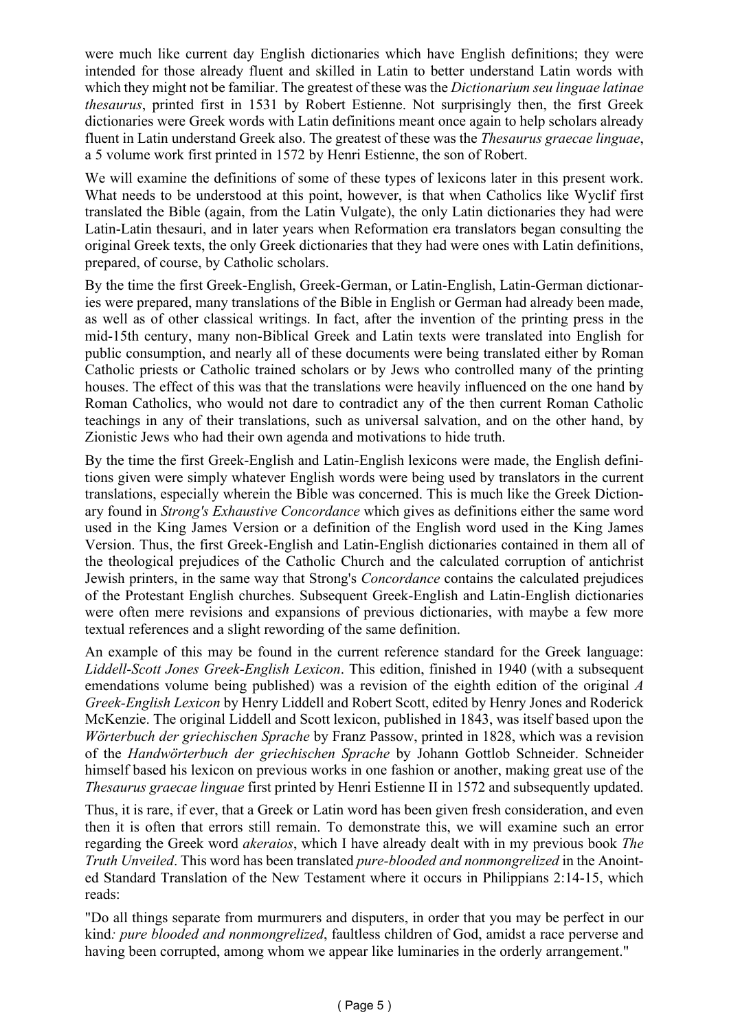were much like current day English dictionaries which have English definitions; they were intended for those already fluent and skilled in Latin to better understand Latin words with which they might not be familiar. The greatest of these was the *Dictionarium seu linguae latinae thesaurus*, printed first in 1531 by Robert Estienne. Not surprisingly then, the first Greek dictionaries were Greek words with Latin definitions meant once again to help scholars already fluent in Latin understand Greek also. The greatest of these was the *Thesaurus graecae linguae*, a 5 volume work first printed in 1572 by Henri Estienne, the son of Robert.

We will examine the definitions of some of these types of lexicons later in this present work. What needs to be understood at this point, however, is that when Catholics like Wyclif first translated the Bible (again, from the Latin Vulgate), the only Latin dictionaries they had were Latin-Latin thesauri, and in later years when Reformation era translators began consulting the original Greek texts, the only Greek dictionaries that they had were ones with Latin definitions, prepared, of course, by Catholic scholars.

By the time the first Greek-English, Greek-German, or Latin-English, Latin-German dictionaries were prepared, many translations of the Bible in English or German had already been made, as well as of other classical writings. In fact, after the invention of the printing press in the mid-15th century, many non-Biblical Greek and Latin texts were translated into English for public consumption, and nearly all of these documents were being translated either by Roman Catholic priests or Catholic trained scholars or by Jews who controlled many of the printing houses. The effect of this was that the translations were heavily influenced on the one hand by Roman Catholics, who would not dare to contradict any of the then current Roman Catholic teachings in any of their translations, such as universal salvation, and on the other hand, by Zionistic Jews who had their own agenda and motivations to hide truth.

By the time the first Greek-English and Latin-English lexicons were made, the English definitions given were simply whatever English words were being used by translators in the current translations, especially wherein the Bible was concerned. This is much like the Greek Dictionary found in *Strong's Exhaustive Concordance* which gives as definitions either the same word used in the King James Version or a definition of the English word used in the King James Version. Thus, the first Greek-English and Latin-English dictionaries contained in them all of the theological prejudices of the Catholic Church and the calculated corruption of antichrist Jewish printers, in the same way that Strong's *Concordance* contains the calculated prejudices of the Protestant English churches. Subsequent Greek-English and Latin-English dictionaries were often mere revisions and expansions of previous dictionaries, with maybe a few more textual references and a slight rewording of the same definition.

An example of this may be found in the current reference standard for the Greek language: *Liddell-Scott Jones Greek-English Lexicon*. This edition, finished in 1940 (with a subsequent emendations volume being published) was a revision of the eighth edition of the original *A Greek-English Lexicon* by Henry Liddell and Robert Scott, edited by Henry Jones and Roderick McKenzie. The original Liddell and Scott lexicon, published in 1843, was itself based upon the *Wörterbuch der griechischen Sprache* by Franz Passow, printed in 1828, which was a revision of the *Handwörterbuch der griechischen Sprache* by Johann Gottlob Schneider. Schneider himself based his lexicon on previous works in one fashion or another, making great use of the *Thesaurus graecae linguae* first printed by Henri Estienne II in 1572 and subsequently updated.

Thus, it is rare, if ever, that a Greek or Latin word has been given fresh consideration, and even then it is often that errors still remain. To demonstrate this, we will examine such an error regarding the Greek word *akeraios*, which I have already dealt with in my previous book *The Truth Unveiled*. This word has been translated *pure-blooded and nonmongrelized* in the Anointed Standard Translation of the New Testament where it occurs in Philippians 2:14-15, which reads:

"Do all things separate from murmurers and disputers, in order that you may be perfect in our kind*: pure blooded and nonmongrelized*, faultless children of God, amidst a race perverse and having been corrupted, among whom we appear like luminaries in the orderly arrangement."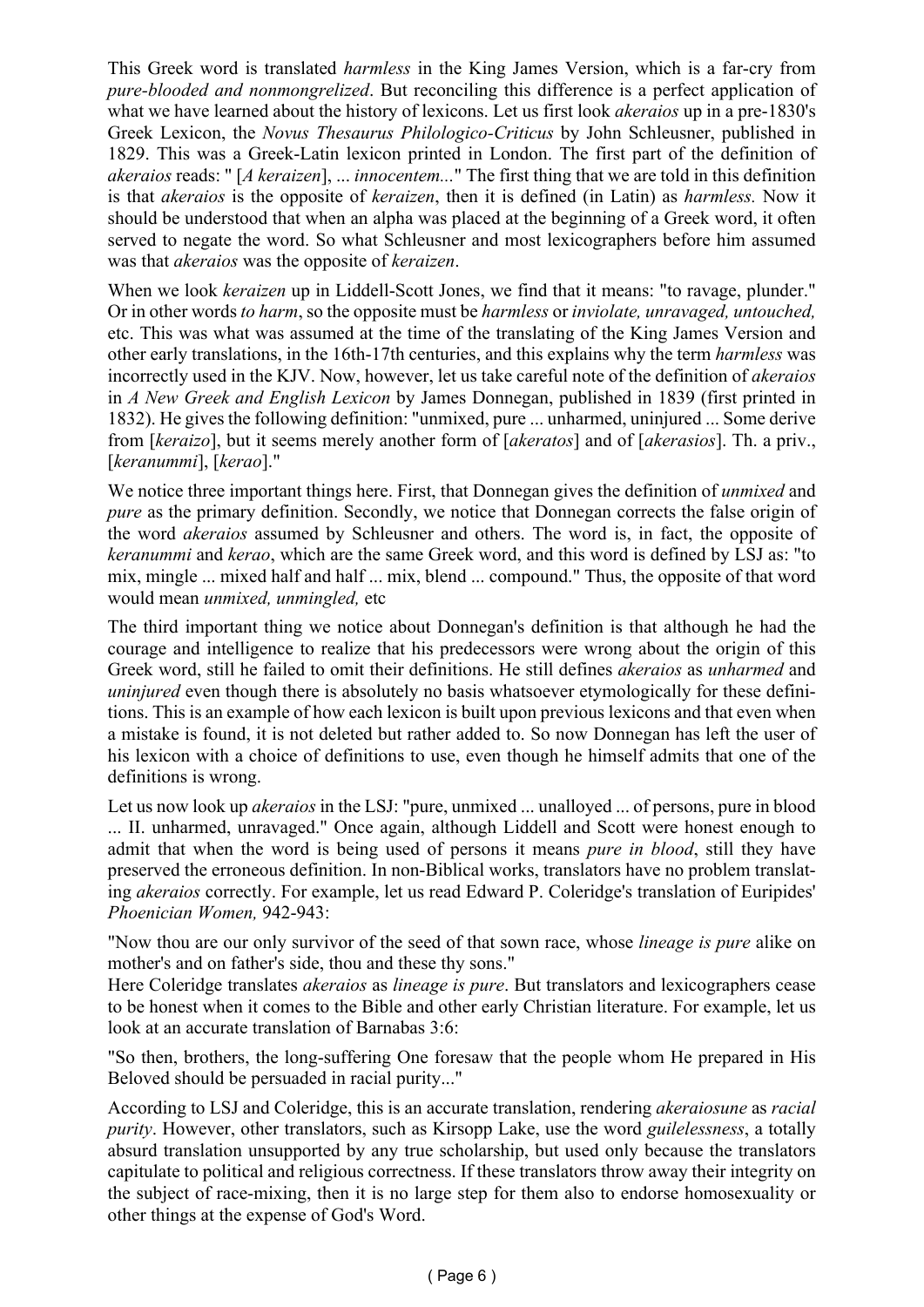This Greek word is translated *harmless* in the King James Version, which is a far-cry from *pure-blooded and nonmongrelized*. But reconciling this difference is a perfect application of what we have learned about the history of lexicons. Let us first look *akeraios* up in a pre-1830's Greek Lexicon, the *Novus Thesaurus Philologico-Criticus* by John Schleusner, published in 1829. This was a Greek-Latin lexicon printed in London. The first part of the definition of *akeraios* reads: " [*A keraizen*], ... *innocentem...*" The first thing that we are told in this definition is that *akeraios* is the opposite of *keraizen*, then it is defined (in Latin) as *harmless.* Now it should be understood that when an alpha was placed at the beginning of a Greek word, it often served to negate the word. So what Schleusner and most lexicographers before him assumed was that *akeraios* was the opposite of *keraizen*.

When we look *keraizen* up in Liddell-Scott Jones, we find that it means: "to ravage, plunder." Or in other words *to harm*, so the opposite must be *harmless* or *inviolate, unravaged, untouched,* etc. This was what was assumed at the time of the translating of the King James Version and other early translations, in the 16th-17th centuries, and this explains why the term *harmless* was incorrectly used in the KJV. Now, however, let us take careful note of the definition of *akeraios* in *A New Greek and English Lexicon* by James Donnegan, published in 1839 (first printed in 1832). He gives the following definition: "unmixed, pure ... unharmed, uninjured ... Some derive from [*keraizo*], but it seems merely another form of [*akeratos*] and of [*akerasios*]. Th. a priv., [*keranummi*], [*kerao*]."

We notice three important things here. First, that Donnegan gives the definition of *unmixed* and *pure* as the primary definition. Secondly, we notice that Donnegan corrects the false origin of the word *akeraios* assumed by Schleusner and others. The word is, in fact, the opposite of *keranummi* and *kerao*, which are the same Greek word, and this word is defined by LSJ as: "to mix, mingle ... mixed half and half ... mix, blend ... compound." Thus, the opposite of that word would mean *unmixed, unmingled,* etc

The third important thing we notice about Donnegan's definition is that although he had the courage and intelligence to realize that his predecessors were wrong about the origin of this Greek word, still he failed to omit their definitions. He still defines *akeraios* as *unharmed* and *uninjured* even though there is absolutely no basis whatsoever etymologically for these definitions. This is an example of how each lexicon is built upon previous lexicons and that even when a mistake is found, it is not deleted but rather added to. So now Donnegan has left the user of his lexicon with a choice of definitions to use, even though he himself admits that one of the definitions is wrong.

Let us now look up *akeraios* in the LSJ: "pure, unmixed ... unalloyed ... of persons, pure in blood ... II. unharmed, unravaged." Once again, although Liddell and Scott were honest enough to admit that when the word is being used of persons it means *pure in blood*, still they have preserved the erroneous definition. In non-Biblical works, translators have no problem translating *akeraios* correctly. For example, let us read Edward P. Coleridge's translation of Euripides' *Phoenician Women,* 942-943:

"Now thou are our only survivor of the seed of that sown race, whose *lineage is pure* alike on mother's and on father's side, thou and these thy sons."

Here Coleridge translates *akeraios* as *lineage is pure*. But translators and lexicographers cease to be honest when it comes to the Bible and other early Christian literature. For example, let us look at an accurate translation of Barnabas 3:6:

"So then, brothers, the long-suffering One foresaw that the people whom He prepared in His Beloved should be persuaded in racial purity..."

According to LSJ and Coleridge, this is an accurate translation, rendering *akeraiosune* as *racial purity*. However, other translators, such as Kirsopp Lake, use the word *guilelessness*, a totally absurd translation unsupported by any true scholarship, but used only because the translators capitulate to political and religious correctness. If these translators throw away their integrity on the subject of race-mixing, then it is no large step for them also to endorse homosexuality or other things at the expense of God's Word.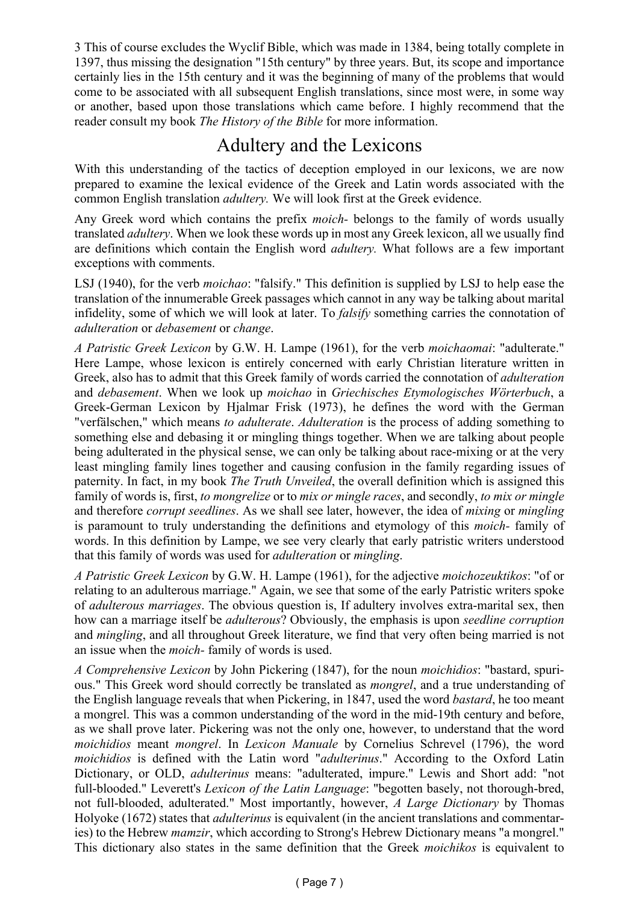3 This of course excludes the Wyclif Bible, which was made in 1384, being totally complete in 1397, thus missing the designation "15th century" by three years. But, its scope and importance certainly lies in the 15th century and it was the beginning of many of the problems that would come to be associated with all subsequent English translations, since most were, in some way or another, based upon those translations which came before. I highly recommend that the reader consult my book *The History of the Bible* for more information.

## Adultery and the Lexicons

With this understanding of the tactics of deception employed in our lexicons, we are now prepared to examine the lexical evidence of the Greek and Latin words associated with the common English translation *adultery.* We will look first at the Greek evidence.

Any Greek word which contains the prefix *moich-* belongs to the family of words usually translated *adultery*. When we look these words up in most any Greek lexicon, all we usually find are definitions which contain the English word *adultery.* What follows are a few important exceptions with comments.

LSJ (1940), for the verb *moichao*: "falsify." This definition is supplied by LSJ to help ease the translation of the innumerable Greek passages which cannot in any way be talking about marital infidelity, some of which we will look at later. To *falsify* something carries the connotation of *adulteration* or *debasement* or *change*.

*A Patristic Greek Lexicon* by G.W. H. Lampe (1961), for the verb *moichaomai*: "adulterate." Here Lampe, whose lexicon is entirely concerned with early Christian literature written in Greek, also has to admit that this Greek family of words carried the connotation of *adulteration* and *debasement*. When we look up *moichao* in *Griechisches Etymologisches Wörterbuch*, a Greek-German Lexicon by Hjalmar Frisk (1973), he defines the word with the German "verfälschen," which means *to adulterate*. *Adulteration* is the process of adding something to something else and debasing it or mingling things together. When we are talking about people being adulterated in the physical sense, we can only be talking about race-mixing or at the very least mingling family lines together and causing confusion in the family regarding issues of paternity. In fact, in my book *The Truth Unveiled*, the overall definition which is assigned this family of words is, first, *to mongrelize* or to *mix or mingle races*, and secondly, *to mix or mingle* and therefore *corrupt seedlines*. As we shall see later, however, the idea of *mixing* or *mingling* is paramount to truly understanding the definitions and etymology of this *moich-* family of words. In this definition by Lampe, we see very clearly that early patristic writers understood that this family of words was used for *adulteration* or *mingling*.

*A Patristic Greek Lexicon* by G.W. H. Lampe (1961), for the adjective *moichozeuktikos*: "of or relating to an adulterous marriage." Again, we see that some of the early Patristic writers spoke of *adulterous marriages*. The obvious question is, If adultery involves extra-marital sex, then how can a marriage itself be *adulterous*? Obviously, the emphasis is upon *seedline corruption* and *mingling*, and all throughout Greek literature, we find that very often being married is not an issue when the *moich-* family of words is used.

*A Comprehensive Lexicon* by John Pickering (1847), for the noun *moichidios*: "bastard, spurious." This Greek word should correctly be translated as *mongrel*, and a true understanding of the English language reveals that when Pickering, in 1847, used the word *bastard*, he too meant a mongrel. This was a common understanding of the word in the mid-19th century and before, as we shall prove later. Pickering was not the only one, however, to understand that the word *moichidios* meant *mongrel*. In *Lexicon Manuale* by Cornelius Schrevel (1796), the word *moichidios* is defined with the Latin word "*adulterinus*." According to the Oxford Latin Dictionary, or OLD, *adulterinus* means: "adulterated, impure." Lewis and Short add: "not full-blooded." Leverett's *Lexicon of the Latin Language*: "begotten basely, not thorough-bred, not full-blooded, adulterated." Most importantly, however, *A Large Dictionary* by Thomas Holyoke (1672) states that *adulterinus* is equivalent (in the ancient translations and commentaries) to the Hebrew *mamzir*, which according to Strong's Hebrew Dictionary means "a mongrel." This dictionary also states in the same definition that the Greek *moichikos* is equivalent to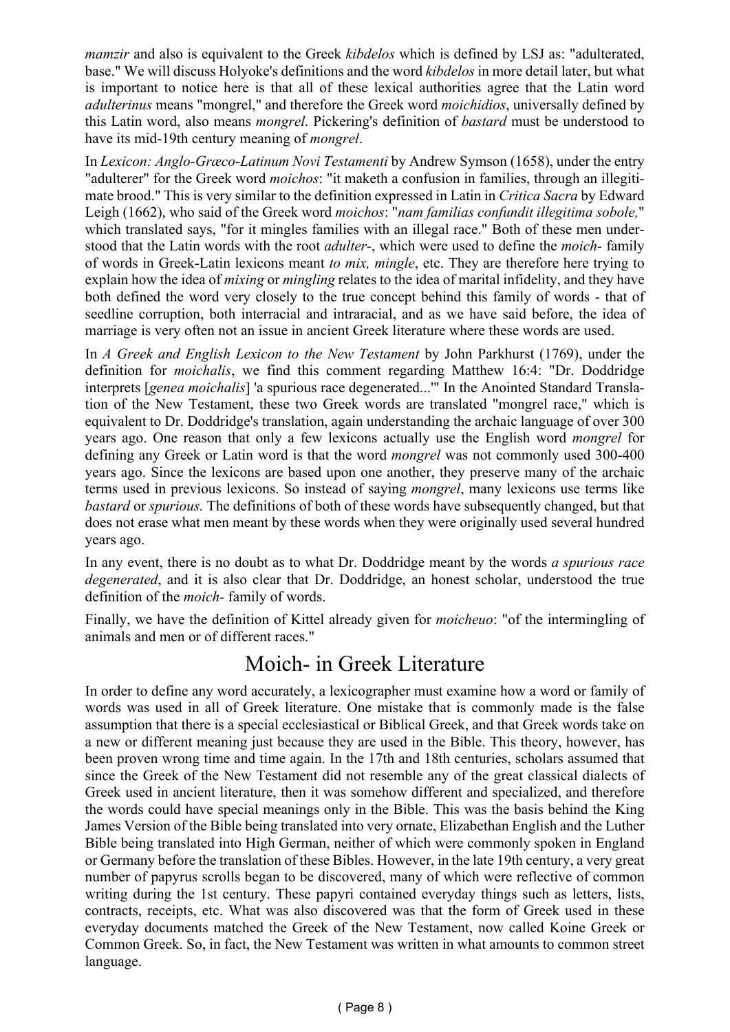*mamzir* and also is equivalent to the Greek *kibdelos* which is defined by LSJ as: "adulterated, base." We will discuss Holyoke's definitions and the word *kibdelos* in more detail later, but what is important to notice here is that all of these lexical authorities agree that the Latin word *adulterinus* means "mongrel," and therefore the Greek word *moichidios*, universally defined by this Latin word, also means *mongrel*. Pickering's definition of *bastard* must be understood to have its mid-19th century meaning of *mongrel*.

In *Lexicon: Anglo-Græco-Latinum Novi Testamenti* by Andrew Symson (1658), under the entry "adulterer" for the Greek word *moichos*: "it maketh a confusion in families, through an illegitimate brood." This is very similar to the definition expressed in Latin in *Critica Sacra* by Edward Leigh (1662), who said of the Greek word *moichos*: "*nam familias confundit illegitima sobole,*" which translated says, "for it mingles families with an illegal race." Both of these men understood that the Latin words with the root *adulter-*, which were used to define the *moich-* family of words in Greek-Latin lexicons meant *to mix, mingle*, etc. They are therefore here trying to explain how the idea of *mixing* or *mingling* relates to the idea of marital infidelity, and they have both defined the word very closely to the true concept behind this family of words - that of seedline corruption, both interracial and intraracial, and as we have said before, the idea of marriage is very often not an issue in ancient Greek literature where these words are used.

In *A Greek and English Lexicon to the New Testament* by John Parkhurst (1769), under the definition for *moichalis*, we find this comment regarding Matthew 16:4: "Dr. Doddridge interprets [*genea moichalis*] 'a spurious race degenerated...'" In the Anointed Standard Translation of the New Testament, these two Greek words are translated "mongrel race," which is equivalent to Dr. Doddridge's translation, again understanding the archaic language of over 300 years ago. One reason that only a few lexicons actually use the English word *mongrel* for defining any Greek or Latin word is that the word *mongrel* was not commonly used 300-400 years ago. Since the lexicons are based upon one another, they preserve many of the archaic terms used in previous lexicons. So instead of saying *mongrel*, many lexicons use terms like *bastard* or *spurious.* The definitions of both of these words have subsequently changed, but that does not erase what men meant by these words when they were originally used several hundred years ago.

In any event, there is no doubt as to what Dr. Doddridge meant by the words *a spurious race degenerated*, and it is also clear that Dr. Doddridge, an honest scholar, understood the true definition of the *moich-* family of words.

Finally, we have the definition of Kittel already given for *moicheuo*: "of the intermingling of animals and men or of different races."

## Moich- in Greek Literature

In order to define any word accurately, a lexicographer must examine how a word or family of words was used in all of Greek literature. One mistake that is commonly made is the false assumption that there is a special ecclesiastical or Biblical Greek, and that Greek words take on a new or different meaning just because they are used in the Bible. This theory, however, has been proven wrong time and time again. In the 17th and 18th centuries, scholars assumed that since the Greek of the New Testament did not resemble any of the great classical dialects of Greek used in ancient literature, then it was somehow different and specialized, and therefore the words could have special meanings only in the Bible. This was the basis behind the King James Version of the Bible being translated into very ornate, Elizabethan English and the Luther Bible being translated into High German, neither of which were commonly spoken in England or Germany before the translation of these Bibles. However, in the late 19th century, a very great number of papyrus scrolls began to be discovered, many of which were reflective of common writing during the 1st century. These papyri contained everyday things such as letters, lists, contracts, receipts, etc. What was also discovered was that the form of Greek used in these everyday documents matched the Greek of the New Testament, now called Koine Greek or Common Greek. So, in fact, the New Testament was written in what amounts to common street language.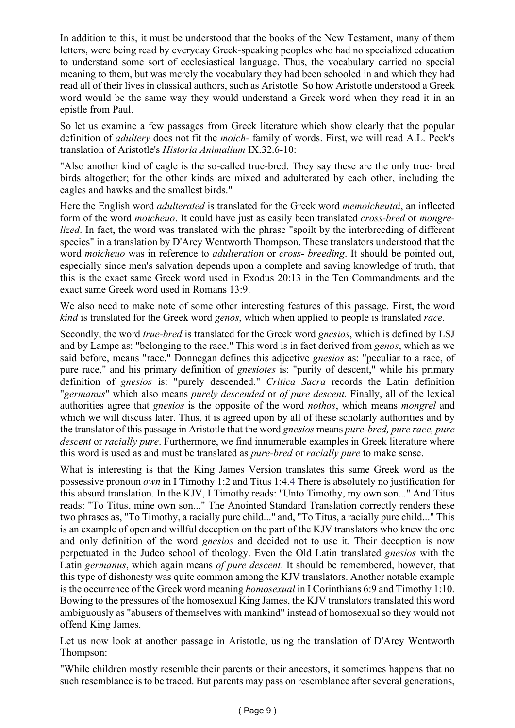In addition to this, it must be understood that the books of the New Testament, many of them letters, were being read by everyday Greek-speaking peoples who had no specialized education to understand some sort of ecclesiastical language. Thus, the vocabulary carried no special meaning to them, but was merely the vocabulary they had been schooled in and which they had read all of their lives in classical authors, such as Aristotle. So how Aristotle understood a Greek word would be the same way they would understand a Greek word when they read it in an epistle from Paul.

So let us examine a few passages from Greek literature which show clearly that the popular definition of *adultery* does not fit the *moich-* family of words. First, we will read A.L. Peck's translation of Aristotle's *Historia Animalium* IX.32.6-10:

"Also another kind of eagle is the so-called true-bred. They say these are the only true- bred birds altogether; for the other kinds are mixed and adulterated by each other, including the eagles and hawks and the smallest birds."

Here the English word *adulterated* is translated for the Greek word *memoicheutai*, an inflected form of the word *moicheuo*. It could have just as easily been translated *cross-bred* or *mongrelized*. In fact, the word was translated with the phrase "spoilt by the interbreeding of different species" in a translation by D'Arcy Wentworth Thompson. These translators understood that the word *moicheuo* was in reference to *adulteration* or *cross- breeding*. It should be pointed out, especially since men's salvation depends upon a complete and saving knowledge of truth, that this is the exact same Greek word used in Exodus 20:13 in the Ten Commandments and the exact same Greek word used in Romans 13:9.

We also need to make note of some other interesting features of this passage. First, the word *kind* is translated for the Greek word *genos*, which when applied to people is translated *race*.

Secondly, the word *true-bred* is translated for the Greek word *gnesios*, which is defined by LSJ and by Lampe as: "belonging to the race." This word is in fact derived from *genos*, which as we said before, means "race." Donnegan defines this adjective *gnesios* as: "peculiar to a race, of pure race," and his primary definition of *gnesiotes* is: "purity of descent," while his primary definition of *gnesios* is: "purely descended." *Critica Sacra* records the Latin definition "*germanus*" which also means *purely descended* or *of pure descent*. Finally, all of the lexical authorities agree that *gnesios* is the opposite of the word *nothos*, which means *mongrel* and which we will discuss later. Thus, it is agreed upon by all of these scholarly authorities and by the translator of this passage in Aristotle that the word *gnesios* means *pure-bred, pure race, pure descent* or *racially pure*. Furthermore, we find innumerable examples in Greek literature where this word is used as and must be translated as *pure-bred* or *racially pure* to make sense.

What is interesting is that the King James Version translates this same Greek word as the possessive pronoun *own* in I Timothy 1:2 and Titus 1:4.[4] There is absolutely no justification for this absurd translation. In the KJV, I Timothy reads: "Unto Timothy, my own son..." And Titus reads: "To Titus, mine own son..." The Anointed Standard Translation correctly renders these two phrases as, "To Timothy, a racially pure child..." and, "To Titus, a racially pure child..." This is an example of open and willful deception on the part of the KJV translators who knew the one and only definition of the word *gnesios* and decided not to use it. Their deception is now perpetuated in the Judeo school of theology. Even the Old Latin translated *gnesios* with the Latin *germanus*, which again means *of pure descent*. It should be remembered, however, that this type of dishonesty was quite common among the KJV translators. Another notable example is the occurrence of the Greek word meaning *homosexual* in I Corinthians 6:9 and Timothy 1:10. Bowing to the pressures of the homosexual King James, the KJV translators translated this word ambiguously as "abusers of themselves with mankind" instead of homosexual so they would not offend King James.

Let us now look at another passage in Aristotle, using the translation of D'Arcy Wentworth Thompson:

"While children mostly resemble their parents or their ancestors, it sometimes happens that no such resemblance is to be traced. But parents may pass on resemblance after several generations,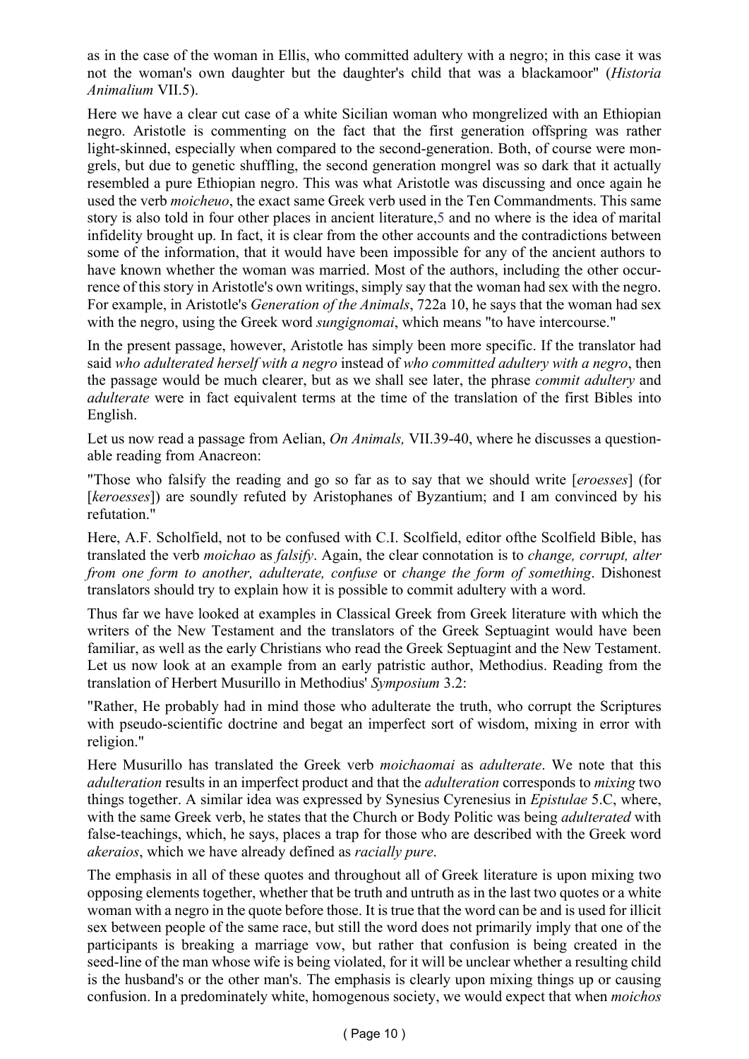as in the case of the woman in Ellis, who committed adultery with a negro; in this case it was not the woman's own daughter but the daughter's child that was a blackamoor" (*Historia Animalium* VII.5).

Here we have a clear cut case of a white Sicilian woman who mongrelized with an Ethiopian negro. Aristotle is commenting on the fact that the first generation offspring was rather light-skinned, especially when compared to the second-generation. Both, of course were mongrels, but due to genetic shuffling, the second generation mongrel was so dark that it actually resembled a pure Ethiopian negro. This was what Aristotle was discussing and once again he used the verb *moicheuo*, the exact same Greek verb used in the Ten Commandments. This same story is also told in four other places in ancient literature,5 and no where is the idea of marital infidelity brought up. In fact, it is clear from the other accounts and the contradictions between some of the information, that it would have been impossible for any of the ancient authors to have known whether the woman was married. Most of the authors, including the other occurrence of this story in Aristotle's own writings, simply say that the woman had sex with the negro. For example, in Aristotle's *Generation of the Animals*, 722a 10, he says that the woman had sex with the negro, using the Greek word *sungignomai*, which means "to have intercourse."

In the present passage, however, Aristotle has simply been more specific. If the translator had said *who adulterated herself with a negro* instead of *who committed adultery with a negro*, then the passage would be much clearer, but as we shall see later, the phrase *commit adultery* and *adulterate* were in fact equivalent terms at the time of the translation of the first Bibles into English.

Let us now read a passage from Aelian, *On Animals,* VII.39-40, where he discusses a questionable reading from Anacreon:

"Those who falsify the reading and go so far as to say that we should write [*eroesses*] (for [*keroesses*]) are soundly refuted by Aristophanes of Byzantium; and I am convinced by his refutation."

Here, A.F. Scholfield, not to be confused with C.I. Scolfield, editor ofthe Scolfield Bible, has translated the verb *moichao* as *falsify*. Again, the clear connotation is to *change, corrupt, alter from one form to another, adulterate, confuse* or *change the form of something*. Dishonest translators should try to explain how it is possible to commit adultery with a word.

Thus far we have looked at examples in Classical Greek from Greek literature with which the writers of the New Testament and the translators of the Greek Septuagint would have been familiar, as well as the early Christians who read the Greek Septuagint and the New Testament. Let us now look at an example from an early patristic author, Methodius. Reading from the translation of Herbert Musurillo in Methodius' *Symposium* 3.2:

"Rather, He probably had in mind those who adulterate the truth, who corrupt the Scriptures with pseudo-scientific doctrine and begat an imperfect sort of wisdom, mixing in error with religion."

Here Musurillo has translated the Greek verb *moichaomai* as *adulterate*. We note that this *adulteration* results in an imperfect product and that the *adulteration* corresponds to *mixing* two things together. A similar idea was expressed by Synesius Cyrenesius in *Epistulae* 5.C, where, with the same Greek verb, he states that the Church or Body Politic was being *adulterated* with false-teachings, which, he says, places a trap for those who are described with the Greek word *akeraios*, which we have already defined as *racially pure*.

The emphasis in all of these quotes and throughout all of Greek literature is upon mixing two opposing elements together, whether that be truth and untruth as in the last two quotes or a white woman with a negro in the quote before those. It is true that the word can be and is used for illicit sex between people of the same race, but still the word does not primarily imply that one of the participants is breaking a marriage vow, but rather that confusion is being created in the seed-line of the man whose wife is being violated, for it will be unclear whether a resulting child is the husband's or the other man's. The emphasis is clearly upon mixing things up or causing confusion. In a predominately white, homogenous society, we would expect that when *moichos*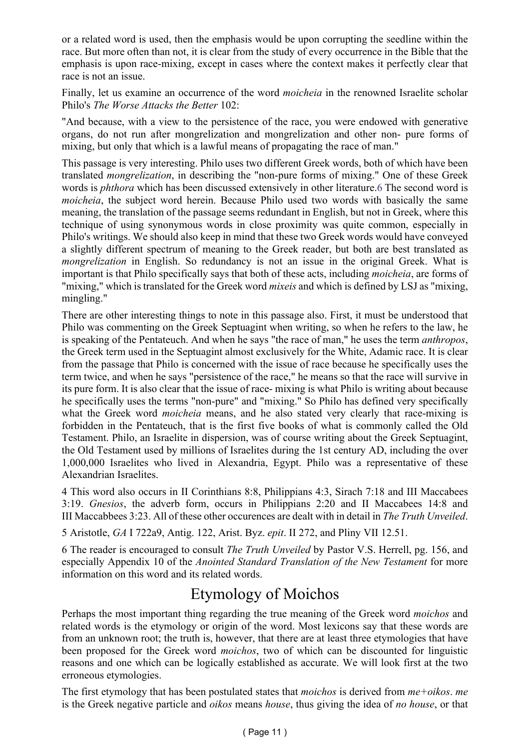or a related word is used, then the emphasis would be upon corrupting the seedline within the race. But more often than not, it is clear from the study of every occurrence in the Bible that the emphasis is upon race-mixing, except in cases where the context makes it perfectly clear that race is not an issue.

Finally, let us examine an occurrence of the word *moicheia* in the renowned Israelite scholar Philo's *The Worse Attacks the Better* 102:

"And because, with a view to the persistence of the race, you were endowed with generative organs, do not run after mongrelization and mongrelization and other non- pure forms of mixing, but only that which is a lawful means of propagating the race of man."

This passage is very interesting. Philo uses two different Greek words, both of which have been translated *mongrelization*, in describing the "non-pure forms of mixing." One of these Greek words is *phthora* which has been discussed extensively in other literature.[6] The second word is *moicheia*, the subject word herein. Because Philo used two words with basically the same meaning, the translation of the passage seems redundant in English, but not in Greek, where this technique of using synonymous words in close proximity was quite common, especially in Philo's writings. We should also keep in mind that these two Greek words would have conveyed a slightly different spectrum of meaning to the Greek reader, but both are best translated as *mongrelization* in English. So redundancy is not an issue in the original Greek. What is important is that Philo specifically says that both of these acts, including *moicheia*, are forms of "mixing," which is translated for the Greek word *mixeis* and which is defined by LSJ as "mixing, mingling."

There are other interesting things to note in this passage also. First, it must be understood that Philo was commenting on the Greek Septuagint when writing, so when he refers to the law, he is speaking of the Pentateuch. And when he says "the race of man," he uses the term *anthropos*, the Greek term used in the Septuagint almost exclusively for the White, Adamic race. It is clear from the passage that Philo is concerned with the issue of race because he specifically uses the term twice, and when he says "persistence of the race," he means so that the race will survive in its pure form. It is also clear that the issue of race- mixing is what Philo is writing about because he specifically uses the terms "non-pure" and "mixing." So Philo has defined very specifically what the Greek word *moicheia* means, and he also stated very clearly that race-mixing is forbidden in the Pentateuch, that is the first five books of what is commonly called the Old Testament. Philo, an Israelite in dispersion, was of course writing about the Greek Septuagint, the Old Testament used by millions of Israelites during the 1st century AD, including the over 1,000,000 Israelites who lived in Alexandria, Egypt. Philo was a representative of these Alexandrian Israelites.

4 This word also occurs in II Corinthians 8:8, Philippians 4:3, Sirach 7:18 and III Maccabees 3:19. *Gnesios*, the adverb form, occurs in Philippians 2:20 and II Maccabees 14:8 and III Maccabbees 3:23. All of these other occurences are dealt with in detail in *The Truth Unveiled*.

5 Aristotle, *GA* I 722a9, Antig. 122, Arist. Byz. *epit*. II 272, and Pliny VII 12.51.

6 The reader is encouraged to consult *The Truth Unveiled* by Pastor V.S. Herrell, pg. 156, and especially Appendix 10 of the *Anointed Standard Translation of the New Testament* for more information on this word and its related words.

## Etymology of Moichos

Perhaps the most important thing regarding the true meaning of the Greek word *moichos* and related words is the etymology or origin of the word. Most lexicons say that these words are from an unknown root; the truth is, however, that there are at least three etymologies that have been proposed for the Greek word *moichos*, two of which can be discounted for linguistic reasons and one which can be logically established as accurate. We will look first at the two erroneous etymologies.

The first etymology that has been postulated states that *moichos* is derived from *me+oikos*. *me* is the Greek negative particle and *oikos* means *house*, thus giving the idea of *no house*, or that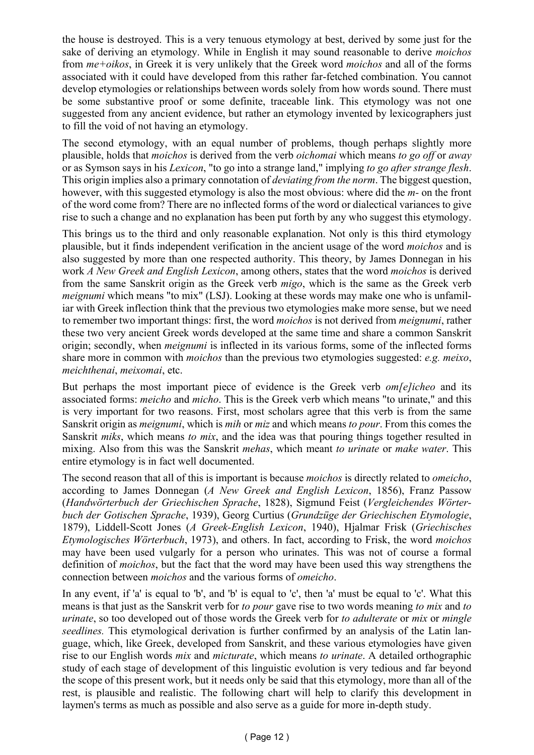the house is destroyed. This is a very tenuous etymology at best, derived by some just for the sake of deriving an etymology. While in English it may sound reasonable to derive *moichos* from *me+oikos*, in Greek it is very unlikely that the Greek word *moichos* and all of the forms associated with it could have developed from this rather far-fetched combination. You cannot develop etymologies or relationships between words solely from how words sound. There must be some substantive proof or some definite, traceable link. This etymology was not one suggested from any ancient evidence, but rather an etymology invented by lexicographers just to fill the void of not having an etymology.

The second etymology, with an equal number of problems, though perhaps slightly more plausible, holds that *moichos* is derived from the verb *oichomai* which means *to go off* or *away* or as Symson says in his *Lexicon*, "to go into a strange land," implying *to go after strange flesh*. This origin implies also a primary connotation of *deviating from the norm*. The biggest question, however, with this suggested etymology is also the most obvious: where did the *m-* on the front of the word come from? There are no inflected forms of the word or dialectical variances to give rise to such a change and no explanation has been put forth by any who suggest this etymology.

This brings us to the third and only reasonable explanation. Not only is this third etymology plausible, but it finds independent verification in the ancient usage of the word *moichos* and is also suggested by more than one respected authority. This theory, by James Donnegan in his work *A New Greek and English Lexicon*, among others, states that the word *moichos* is derived from the same Sanskrit origin as the Greek verb *migo*, which is the same as the Greek verb *meignumi* which means "to mix" (LSJ). Looking at these words may make one who is unfamiliar with Greek inflection think that the previous two etymologies make more sense, but we need to remember two important things: first, the word *moichos* is not derived from *meignumi*, rather these two very ancient Greek words developed at the same time and share a common Sanskrit origin; secondly, when *meignumi* is inflected in its various forms, some of the inflected forms share more in common with *moichos* than the previous two etymologies suggested: *e.g. meixo*, *meichthenai*, *meixomai*, etc.

But perhaps the most important piece of evidence is the Greek verb *om[e]icheo* and its associated forms: *meicho* and *micho*. This is the Greek verb which means "to urinate," and this is very important for two reasons. First, most scholars agree that this verb is from the same Sanskrit origin as *meignumi*, which is *mih* or *miz* and which means *to pour*. From this comes the Sanskrit *miks*, which means *to mix*, and the idea was that pouring things together resulted in mixing. Also from this was the Sanskrit *mehas*, which meant *to urinate* or *make water*. This entire etymology is in fact well documented.

The second reason that all of this is important is because *moichos* is directly related to *omeicho*, according to James Donnegan (*A New Greek and English Lexicon*, 1856), Franz Passow (*Handwörterbuch der Griechischen Sprache*, 1828), Sigmund Feist (*Vergleichendes Wörterbuch der Gotischen Sprache*, 1939), Georg Curtius (*Grundzüge der Griechischen Etymologie*, 1879), Liddell-Scott Jones (*A Greek-English Lexicon*, 1940), Hjalmar Frisk (*Griechisches Etymologisches Wörterbuch*, 1973), and others. In fact, according to Frisk, the word *moichos* may have been used vulgarly for a person who urinates. This was not of course a formal definition of *moichos*, but the fact that the word may have been used this way strengthens the connection between *moichos* and the various forms of *omeicho*.

In any event, if 'a' is equal to 'b', and 'b' is equal to 'c', then 'a' must be equal to 'c'. What this means is that just as the Sanskrit verb for *to pour* gave rise to two words meaning *to mix* and *to urinate*, so too developed out of those words the Greek verb for *to adulterate* or *mix* or *mingle seedlines.* This etymological derivation is further confirmed by an analysis of the Latin language, which, like Greek, developed from Sanskrit, and these various etymologies have given rise to our English words *mix* and *micturate*, which means *to urinate*. A detailed orthographic study of each stage of development of this linguistic evolution is very tedious and far beyond the scope of this present work, but it needs only be said that this etymology, more than all of the rest, is plausible and realistic. The following chart will help to clarify this development in laymen's terms as much as possible and also serve as a guide for more in-depth study.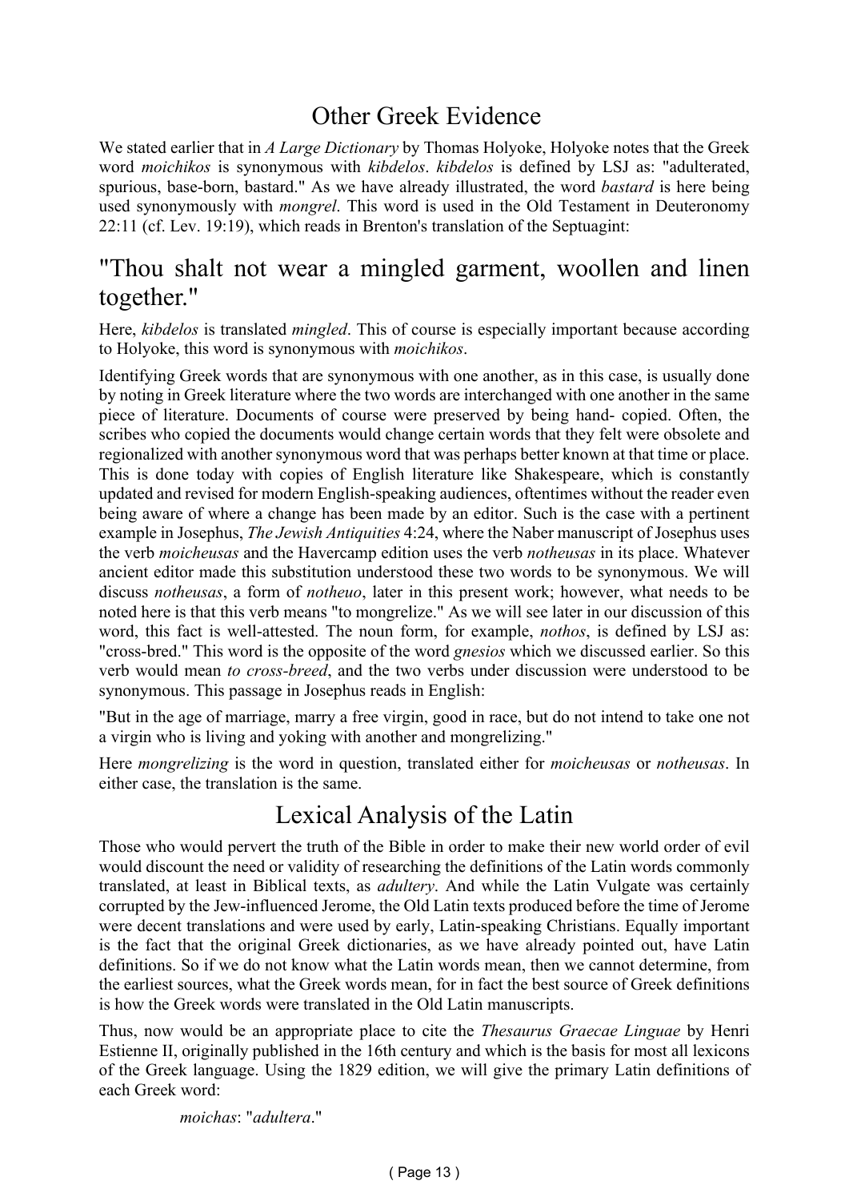## Other Greek Evidence

We stated earlier that in *A Large Dictionary* by Thomas Holyoke, Holyoke notes that the Greek word *moichikos* is synonymous with *kibdelos*. *kibdelos* is defined by LSJ as: "adulterated, spurious, base-born, bastard." As we have already illustrated, the word *bastard* is here being used synonymously with *mongrel*. This word is used in the Old Testament in Deuteronomy 22:11 (cf. Lev. 19:19), which reads in Brenton's translation of the Septuagint:

## "Thou shalt not wear a mingled garment, woollen and linen together."

Here, *kibdelos* is translated *mingled*. This of course is especially important because according to Holyoke, this word is synonymous with *moichikos*.

Identifying Greek words that are synonymous with one another, as in this case, is usually done by noting in Greek literature where the two words are interchanged with one another in the same piece of literature. Documents of course were preserved by being hand- copied. Often, the scribes who copied the documents would change certain words that they felt were obsolete and regionalized with another synonymous word that was perhaps better known at that time or place. This is done today with copies of English literature like Shakespeare, which is constantly updated and revised for modern English-speaking audiences, oftentimes without the reader even being aware of where a change has been made by an editor. Such is the case with a pertinent example in Josephus, *The Jewish Antiquities* 4:24, where the Naber manuscript of Josephus uses the verb *moicheusas* and the Havercamp edition uses the verb *notheusas* in its place. Whatever ancient editor made this substitution understood these two words to be synonymous. We will discuss *notheusas*, a form of *notheuo*, later in this present work; however, what needs to be noted here is that this verb means "to mongrelize." As we will see later in our discussion of this word, this fact is well-attested. The noun form, for example, *nothos*, is defined by LSJ as: "cross-bred." This word is the opposite of the word *gnesios* which we discussed earlier. So this verb would mean *to cross-breed*, and the two verbs under discussion were understood to be synonymous. This passage in Josephus reads in English:

"But in the age of marriage, marry a free virgin, good in race, but do not intend to take one not a virgin who is living and yoking with another and mongrelizing."

Here *mongrelizing* is the word in question, translated either for *moicheusas* or *notheusas*. In either case, the translation is the same.

## Lexical Analysis of the Latin

Those who would pervert the truth of the Bible in order to make their new world order of evil would discount the need or validity of researching the definitions of the Latin words commonly translated, at least in Biblical texts, as *adultery*. And while the Latin Vulgate was certainly corrupted by the Jew-influenced Jerome, the Old Latin texts produced before the time of Jerome were decent translations and were used by early, Latin-speaking Christians. Equally important is the fact that the original Greek dictionaries, as we have already pointed out, have Latin definitions. So if we do not know what the Latin words mean, then we cannot determine, from the earliest sources, what the Greek words mean, for in fact the best source of Greek definitions is how the Greek words were translated in the Old Latin manuscripts.

Thus, now would be an appropriate place to cite the *Thesaurus Graecae Linguae* by Henri Estienne II, originally published in the 16th century and which is the basis for most all lexicons of the Greek language. Using the 1829 edition, we will give the primary Latin definitions of each Greek word:

*moichas*: "*adultera*."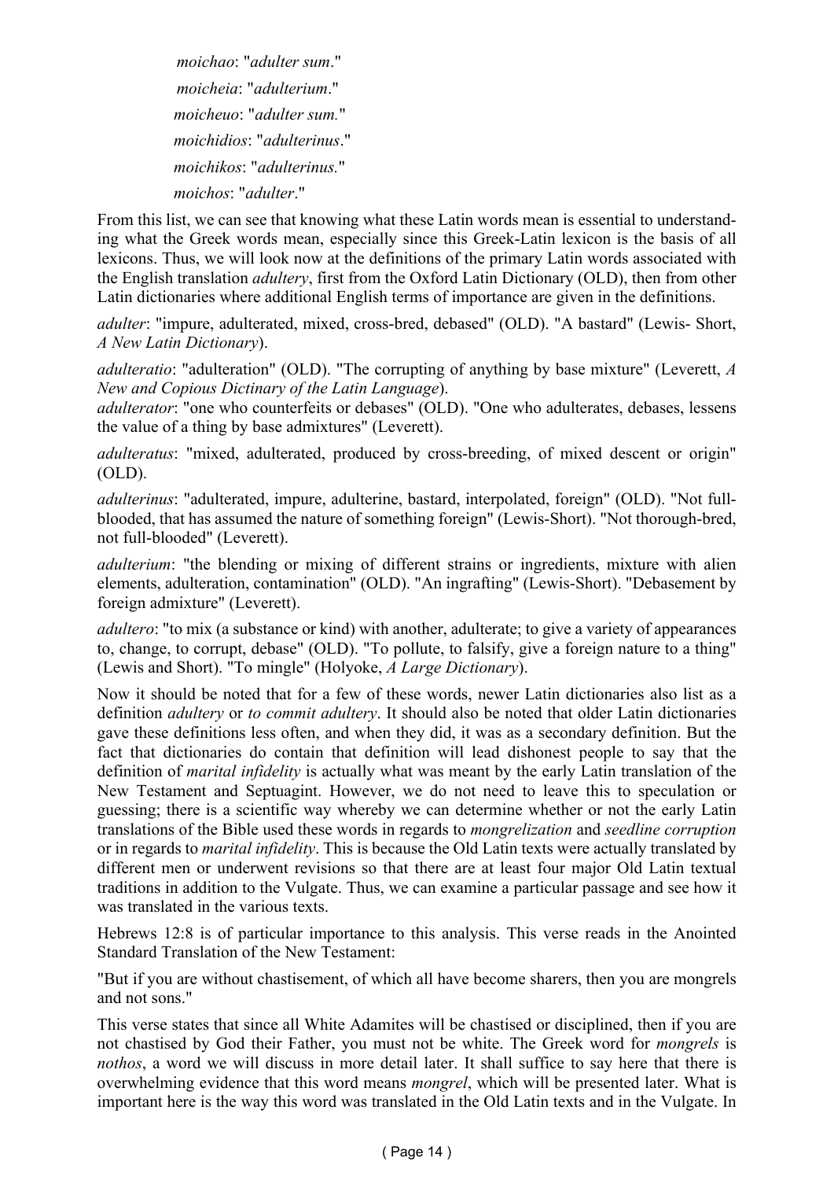*moichao*: "*adulter sum*."

*moicheia*: "*adulterium*."

*moicheuo*: "*adulter sum.*"

*moichidios*: "*adulterinus*."

*moichikos*: "*adulterinus.*"

*moichos*: "*adulter*."

From this list, we can see that knowing what these Latin words mean is essential to understanding what the Greek words mean, especially since this Greek-Latin lexicon is the basis of all lexicons. Thus, we will look now at the definitions of the primary Latin words associated with the English translation *adultery*, first from the Oxford Latin Dictionary (OLD), then from other Latin dictionaries where additional English terms of importance are given in the definitions.

*adulter*: "impure, adulterated, mixed, cross-bred, debased" (OLD). "A bastard" (Lewis- Short, *A New Latin Dictionary*).

*adulteratio*: "adulteration" (OLD). "The corrupting of anything by base mixture" (Leverett, *A New and Copious Dictinary of the Latin Language*).

*adulterator*: "one who counterfeits or debases" (OLD). "One who adulterates, debases, lessens the value of a thing by base admixtures" (Leverett).

*adulteratus*: "mixed, adulterated, produced by cross-breeding, of mixed descent or origin" (OLD).

*adulterinus*: "adulterated, impure, adulterine, bastard, interpolated, foreign" (OLD). "Not full-blooded, that has assumed the nature of something foreign" (Lewis-Short). "Not thorough-bred, not full-blooded" (Leverett).

*adulterium*: "the blending or mixing of different strains or ingredients, mixture with alien elements, adulteration, contamination" (OLD). "An ingrafting" (Lewis-Short). "Debasement by foreign admixture" (Leverett).

*adultero*: "to mix (a substance or kind) with another, adulterate; to give a variety of appearances to, change, to corrupt, debase" (OLD). "To pollute, to falsify, give a foreign nature to a thing" (Lewis and Short). "To mingle" (Holyoke, *A Large Dictionary*).

Now it should be noted that for a few of these words, newer Latin dictionaries also list as a definition *adultery* or *to commit adultery*. It should also be noted that older Latin dictionaries gave these definitions less often, and when they did, it was as a secondary definition. But the fact that dictionaries do contain that definition will lead dishonest people to say that the definition of *marital infidelity* is actually what was meant by the early Latin translation of the New Testament and Septuagint. However, we do not need to leave this to speculation or guessing; there is a scientific way whereby we can determine whether or not the early Latin translations of the Bible used these words in regards to *mongrelization* and *seedline corruption* or in regards to *marital infidelity*. This is because the Old Latin texts were actually translated by different men or underwent revisions so that there are at least four major Old Latin textual traditions in addition to the Vulgate. Thus, we can examine a particular passage and see how it was translated in the various texts.

Hebrews 12:8 is of particular importance to this analysis. This verse reads in the Anointed Standard Translation of the New Testament:

"But if you are without chastisement, of which all have become sharers, then you are mongrels and not sons."

This verse states that since all White Adamites will be chastised or disciplined, then if you are not chastised by God their Father, you must not be white. The Greek word for *mongrels* is *nothos*, a word we will discuss in more detail later. It shall suffice to say here that there is overwhelming evidence that this word means *mongrel*, which will be presented later. What is important here is the way this word was translated in the Old Latin texts and in the Vulgate. In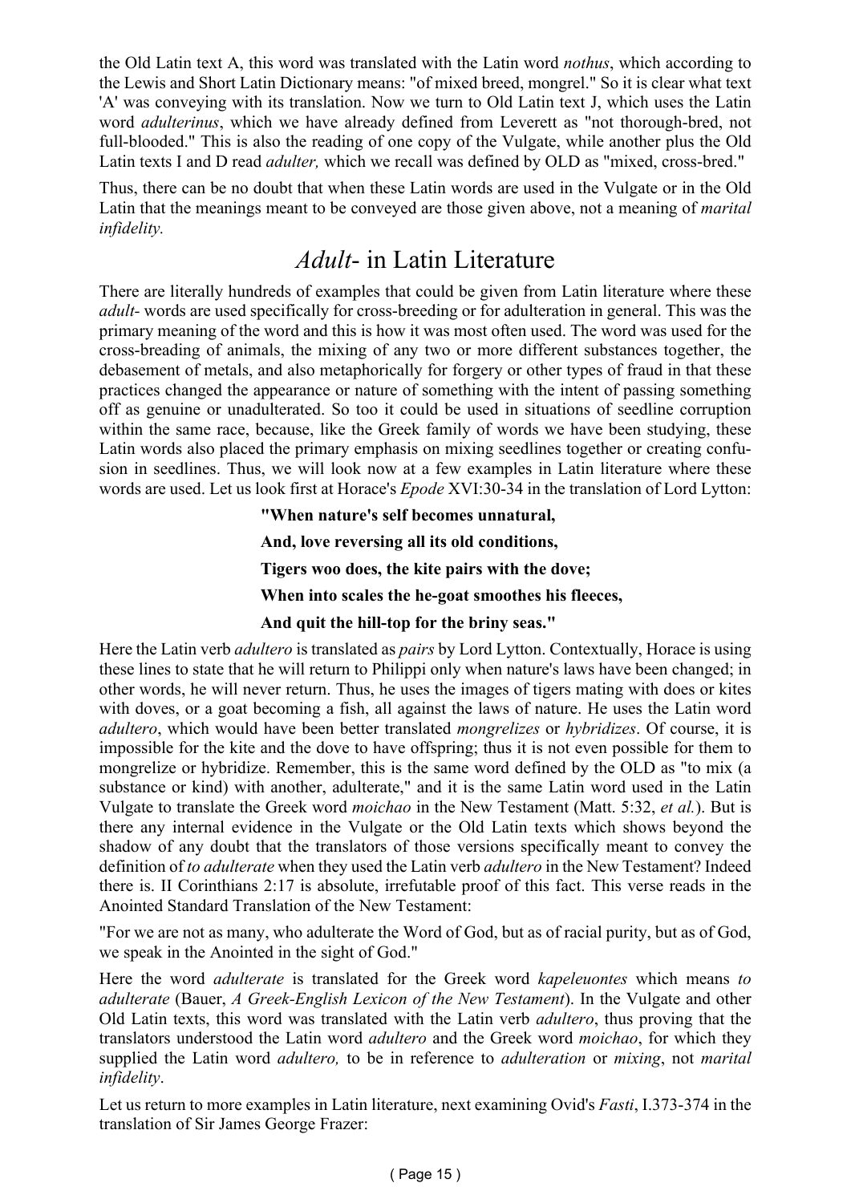the Old Latin text A, this word was translated with the Latin word *nothus*, which according to the Lewis and Short Latin Dictionary means: "of mixed breed, mongrel." So it is clear what text 'A' was conveying with its translation. Now we turn to Old Latin text J, which uses the Latin word *adulterinus*, which we have already defined from Leverett as "not thorough-bred, not full-blooded." This is also the reading of one copy of the Vulgate, while another plus the Old Latin texts I and D read *adulter,* which we recall was defined by OLD as "mixed, cross-bred."

Thus, there can be no doubt that when these Latin words are used in the Vulgate or in the Old Latin that the meanings meant to be conveyed are those given above, not a meaning of *marital infidelity.*

## *Adult-* in Latin Literature

There are literally hundreds of examples that could be given from Latin literature where these *adult-* words are used specifically for cross-breeding or for adulteration in general. This was the primary meaning of the word and this is how it was most often used. The word was used for the cross-breading of animals, the mixing of any two or more different substances together, the debasement of metals, and also metaphorically for forgery or other types of fraud in that these practices changed the appearance or nature of something with the intent of passing something off as genuine or unadulterated. So too it could be used in situations of seedline corruption within the same race, because, like the Greek family of words we have been studying, these Latin words also placed the primary emphasis on mixing seedlines together or creating confusion in seedlines. Thus, we will look now at a few examples in Latin literature where these words are used. Let us look first at Horace's *Epode* XVI:30-34 in the translation of Lord Lytton:

> **"When nature's self becomes unnatural,**
>
> **And, love reversing all its old conditions,**
>
> **Tigers woo does, the kite pairs with the dove;**
>
> **When into scales the he-goat smoothes his fleeces,**
>
> **And quit the hill-top for the briny seas."**

Here the Latin verb *adultero* is translated as *pairs* by Lord Lytton. Contextually, Horace is using these lines to state that he will return to Philippi only when nature's laws have been changed; in other words, he will never return. Thus, he uses the images of tigers mating with does or kites with doves, or a goat becoming a fish, all against the laws of nature. He uses the Latin word *adultero*, which would have been better translated *mongrelizes* or *hybridizes*. Of course, it is impossible for the kite and the dove to have offspring; thus it is not even possible for them to mongrelize or hybridize. Remember, this is the same word defined by the OLD as "to mix (a substance or kind) with another, adulterate," and it is the same Latin word used in the Latin Vulgate to translate the Greek word *moichao* in the New Testament (Matt. 5:32, *et al.*). But is there any internal evidence in the Vulgate or the Old Latin texts which shows beyond the shadow of any doubt that the translators of those versions specifically meant to convey the definition of *to adulterate* when they used the Latin verb *adultero* in the New Testament? Indeed there is. II Corinthians 2:17 is absolute, irrefutable proof of this fact. This verse reads in the Anointed Standard Translation of the New Testament:

"For we are not as many, who adulterate the Word of God, but as of racial purity, but as of God, we speak in the Anointed in the sight of God."

Here the word *adulterate* is translated for the Greek word *kapeleuontes* which means *to adulterate* (Bauer, *A Greek-English Lexicon of the New Testament*). In the Vulgate and other Old Latin texts, this word was translated with the Latin verb *adultero*, thus proving that the translators understood the Latin word *adultero* and the Greek word *moichao*, for which they supplied the Latin word *adultero,* to be in reference to *adulteration* or *mixing*, not *marital infidelity*.

Let us return to more examples in Latin literature, next examining Ovid's *Fasti*, I.373-374 in the translation of Sir James George Frazer: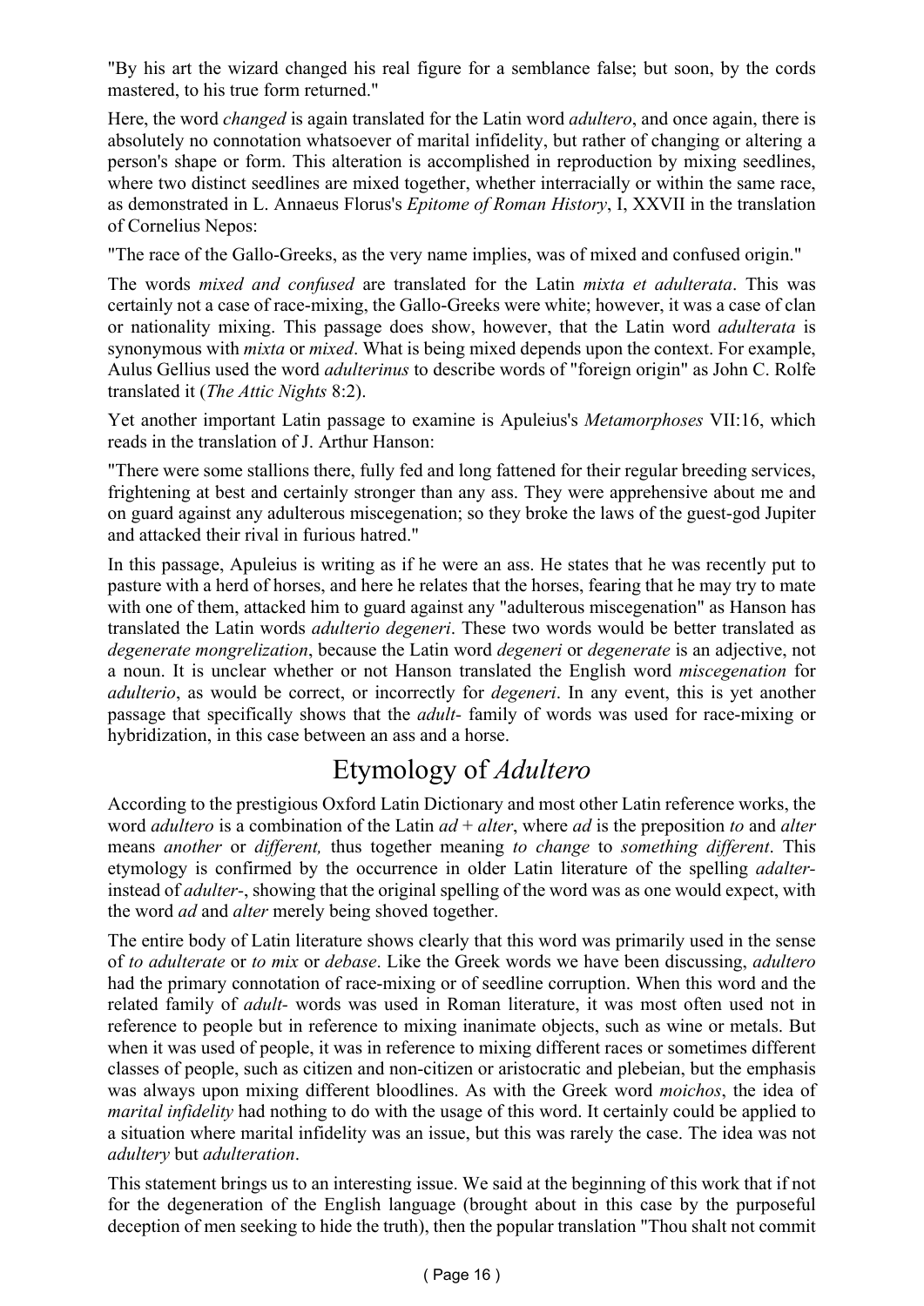"By his art the wizard changed his real figure for a semblance false; but soon, by the cords mastered, to his true form returned."

Here, the word *changed* is again translated for the Latin word *adultero*, and once again, there is absolutely no connotation whatsoever of marital infidelity, but rather of changing or altering a person's shape or form. This alteration is accomplished in reproduction by mixing seedlines, where two distinct seedlines are mixed together, whether interracially or within the same race, as demonstrated in L. Annaeus Florus's *Epitome of Roman History*, I, XXVII in the translation of Cornelius Nepos:

"The race of the Gallo-Greeks, as the very name implies, was of mixed and confused origin."

The words *mixed and confused* are translated for the Latin *mixta et adulterata*. This was certainly not a case of race-mixing, the Gallo-Greeks were white; however, it was a case of clan or nationality mixing. This passage does show, however, that the Latin word *adulterata* is synonymous with *mixta* or *mixed*. What is being mixed depends upon the context. For example, Aulus Gellius used the word *adulterinus* to describe words of "foreign origin" as John C. Rolfe translated it (*The Attic Nights* 8:2).

Yet another important Latin passage to examine is Apuleius's *Metamorphoses* VII:16, which reads in the translation of J. Arthur Hanson:

"There were some stallions there, fully fed and long fattened for their regular breeding services, frightening at best and certainly stronger than any ass. They were apprehensive about me and on guard against any adulterous miscegenation; so they broke the laws of the guest-god Jupiter and attacked their rival in furious hatred."

In this passage, Apuleius is writing as if he were an ass. He states that he was recently put to pasture with a herd of horses, and here he relates that the horses, fearing that he may try to mate with one of them, attacked him to guard against any "adulterous miscegenation" as Hanson has translated the Latin words *adulterio degeneri*. These two words would be better translated as *degenerate mongrelization*, because the Latin word *degeneri* or *degenerate* is an adjective, not a noun. It is unclear whether or not Hanson translated the English word *miscegenation* for *adulterio*, as would be correct, or incorrectly for *degeneri*. In any event, this is yet another passage that specifically shows that the *adult-* family of words was used for race-mixing or hybridization, in this case between an ass and a horse.

## Etymology of *Adultero*

According to the prestigious Oxford Latin Dictionary and most other Latin reference works, the word *adultero* is a combination of the Latin *ad* + *alter*, where *ad* is the preposition *to* and *alter* means *another* or *different,* thus together meaning *to change* to *something different*. This etymology is confirmed by the occurrence in older Latin literature of the spelling *adalter-* instead of *adulter-*, showing that the original spelling of the word was as one would expect, with the word *ad* and *alter* merely being shoved together.

The entire body of Latin literature shows clearly that this word was primarily used in the sense of *to adulterate* or *to mix* or *debase*. Like the Greek words we have been discussing, *adultero* had the primary connotation of race-mixing or of seedline corruption. When this word and the related family of *adult-* words was used in Roman literature, it was most often used not in reference to people but in reference to mixing inanimate objects, such as wine or metals. But when it was used of people, it was in reference to mixing different races or sometimes different classes of people, such as citizen and non-citizen or aristocratic and plebeian, but the emphasis was always upon mixing different bloodlines. As with the Greek word *moichos*, the idea of *marital infidelity* had nothing to do with the usage of this word. It certainly could be applied to a situation where marital infidelity was an issue, but this was rarely the case. The idea was not *adultery* but *adulteration*.

This statement brings us to an interesting issue. We said at the beginning of this work that if not for the degeneration of the English language (brought about in this case by the purposeful deception of men seeking to hide the truth), then the popular translation "Thou shalt not commit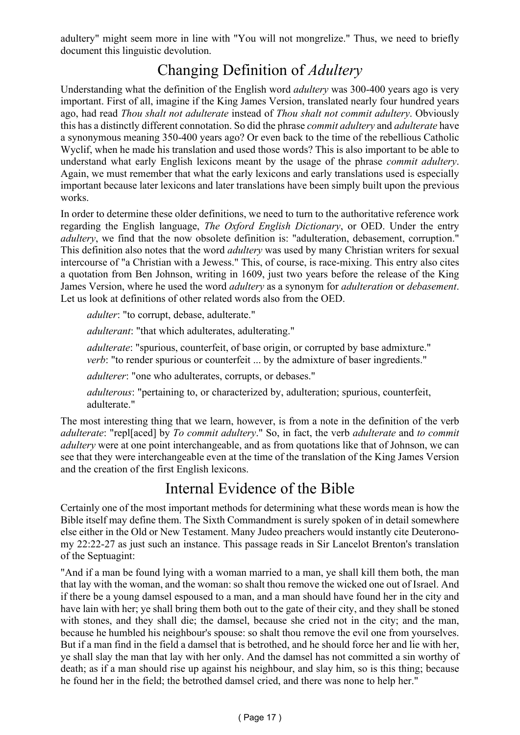adultery" might seem more in line with "You will not mongrelize." Thus, we need to briefly document this linguistic devolution.

## Changing Definition of *Adultery*

Understanding what the definition of the English word *adultery* was 300-400 years ago is very important. First of all, imagine if the King James Version, translated nearly four hundred years ago, had read *Thou shalt not adulterate* instead of *Thou shalt not commit adultery*. Obviously this has a distinctly different connotation. So did the phrase *commit adultery* and *adulterate* have a synonymous meaning 350-400 years ago? Or even back to the time of the rebellious Catholic Wyclif, when he made his translation and used those words? This is also important to be able to understand what early English lexicons meant by the usage of the phrase *commit adultery*. Again, we must remember that what the early lexicons and early translations used is especially important because later lexicons and later translations have been simply built upon the previous works.

In order to determine these older definitions, we need to turn to the authoritative reference work regarding the English language, *The Oxford English Dictionary*, or OED. Under the entry *adultery*, we find that the now obsolete definition is: "adulteration, debasement, corruption." This definition also notes that the word *adultery* was used by many Christian writers for sexual intercourse of "a Christian with a Jewess." This, of course, is race-mixing. This entry also cites a quotation from Ben Johnson, writing in 1609, just two years before the release of the King James Version, where he used the word *adultery* as a synonym for *adulteration* or *debasement*. Let us look at definitions of other related words also from the OED.

> *adulter*: "to corrupt, debase, adulterate."
>
> *adulterant*: "that which adulterates, adulterating."
>
> *adulterate*: "spurious, counterfeit, of base origin, or corrupted by base admixture."
> *verb*: "to render spurious or counterfeit ... by the admixture of baser ingredients."
>
> *adulterer*: "one who adulterates, corrupts, or debases."
>
> *adulterous*: "pertaining to, or characterized by, adulteration; spurious, counterfeit, adulterate."

The most interesting thing that we learn, however, is from a note in the definition of the verb *adulterate*: "repl[aced] by *To commit adultery*." So, in fact, the verb *adulterate* and *to commit adultery* were at one point interchangeable, and as from quotations like that of Johnson, we can see that they were interchangeable even at the time of the translation of the King James Version and the creation of the first English lexicons.

## Internal Evidence of the Bible

Certainly one of the most important methods for determining what these words mean is how the Bible itself may define them. The Sixth Commandment is surely spoken of in detail somewhere else either in the Old or New Testament. Many Judeo preachers would instantly cite Deuteronomy 22:22-27 as just such an instance. This passage reads in Sir Lancelot Brenton's translation of the Septuagint:

"And if a man be found lying with a woman married to a man, ye shall kill them both, the man that lay with the woman, and the woman: so shalt thou remove the wicked one out of Israel. And if there be a young damsel espoused to a man, and a man should have found her in the city and have lain with her; ye shall bring them both out to the gate of their city, and they shall be stoned with stones, and they shall die; the damsel, because she cried not in the city; and the man, because he humbled his neighbour's spouse: so shalt thou remove the evil one from yourselves. But if a man find in the field a damsel that is betrothed, and he should force her and lie with her, ye shall slay the man that lay with her only. And the damsel has not committed a sin worthy of death; as if a man should rise up against his neighbour, and slay him, so is this thing; because he found her in the field; the betrothed damsel cried, and there was none to help her."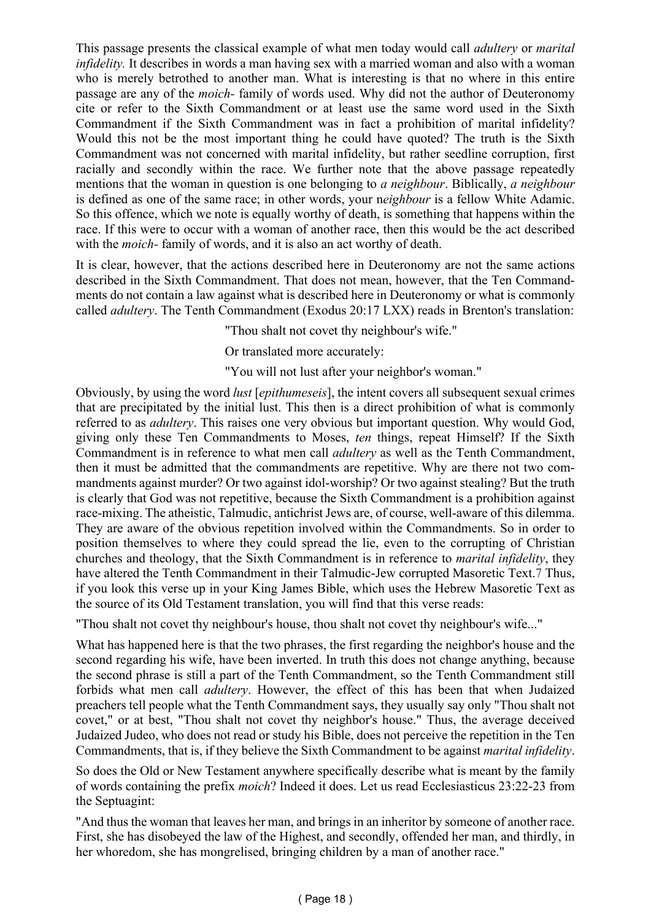This passage presents the classical example of what men today would call *adultery* or *marital infidelity.* It describes in words a man having sex with a married woman and also with a woman who is merely betrothed to another man. What is interesting is that no where in this entire passage are any of the *moich-* family of words used. Why did not the author of Deuteronomy cite or refer to the Sixth Commandment or at least use the same word used in the Sixth Commandment if the Sixth Commandment was in fact a prohibition of marital infidelity? Would this not be the most important thing he could have quoted? The truth is the Sixth Commandment was not concerned with marital infidelity, but rather seedline corruption, first racially and secondly within the race. We further note that the above passage repeatedly mentions that the woman in question is one belonging to *a neighbour*. Biblically, *a neighbour* is defined as one of the same race; in other words, your n*eighbour* is a fellow White Adamic. So this offence, which we note is equally worthy of death, is something that happens within the race. If this were to occur with a woman of another race, then this would be the act described with the *moich-* family of words, and it is also an act worthy of death.

It is clear, however, that the actions described here in Deuteronomy are not the same actions described in the Sixth Commandment. That does not mean, however, that the Ten Commandments do not contain a law against what is described here in Deuteronomy or what is commonly called *adultery*. The Tenth Commandment (Exodus 20:17 LXX) reads in Brenton's translation:

"Thou shalt not covet thy neighbour's wife."

Or translated more accurately:

"You will not lust after your neighbor's woman."

Obviously, by using the word *lust* [*epithumeseis*], the intent covers all subsequent sexual crimes that are precipitated by the initial lust. This then is a direct prohibition of what is commonly referred to as *adultery*. This raises one very obvious but important question. Why would God, giving only these Ten Commandments to Moses, *ten* things, repeat Himself? If the Sixth Commandment is in reference to what men call *adultery* as well as the Tenth Commandment, then it must be admitted that the commandments are repetitive. Why are there not two commandments against murder? Or two against idol-worship? Or two against stealing? But the truth is clearly that God was not repetitive, because the Sixth Commandment is a prohibition against race-mixing. The atheistic, Talmudic, antichrist Jews are, of course, well-aware of this dilemma. They are aware of the obvious repetition involved within the Commandments. So in order to position themselves to where they could spread the lie, even to the corrupting of Christian churches and theology, that the Sixth Commandment is in reference to *marital infidelity*, they have altered the Tenth Commandment in their Talmudic-Jew corrupted Masoretic Text.[7] Thus, if you look this verse up in your King James Bible, which uses the Hebrew Masoretic Text as the source of its Old Testament translation, you will find that this verse reads:

"Thou shalt not covet thy neighbour's house, thou shalt not covet thy neighbour's wife..."

What has happened here is that the two phrases, the first regarding the neighbor's house and the second regarding his wife, have been inverted. In truth this does not change anything, because the second phrase is still a part of the Tenth Commandment, so the Tenth Commandment still forbids what men call *adultery*. However, the effect of this has been that when Judaized preachers tell people what the Tenth Commandment says, they usually say only "Thou shalt not covet," or at best, "Thou shalt not covet thy neighbor's house." Thus, the average deceived Judaized Judeo, who does not read or study his Bible, does not perceive the repetition in the Ten Commandments, that is, if they believe the Sixth Commandment to be against *marital infidelity*.

So does the Old or New Testament anywhere specifically describe what is meant by the family of words containing the prefix *moich*? Indeed it does. Let us read Ecclesiasticus 23:22-23 from the Septuagint:

"And thus the woman that leaves her man, and brings in an inheritor by someone of another race. First, she has disobeyed the law of the Highest, and secondly, offended her man, and thirdly, in her whoredom, she has mongrelised, bringing children by a man of another race."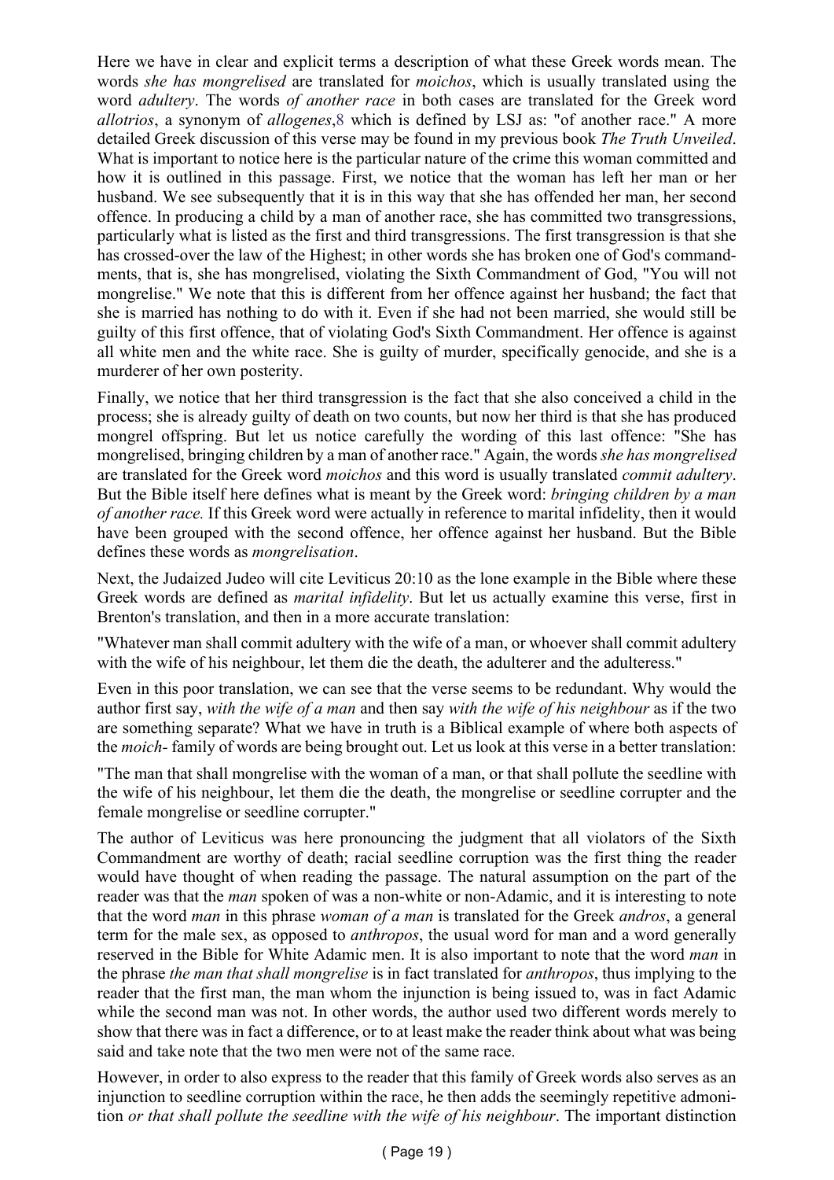Here we have in clear and explicit terms a description of what these Greek words mean. The words *she has mongrelised* are translated for *moichos*, which is usually translated using the word *adultery*. The words *of another race* in both cases are translated for the Greek word *allotrios*, a synonym of *allogenes*,[8] which is defined by LSJ as: "of another race." A more detailed Greek discussion of this verse may be found in my previous book *The Truth Unveiled*. What is important to notice here is the particular nature of the crime this woman committed and how it is outlined in this passage. First, we notice that the woman has left her man or her husband. We see subsequently that it is in this way that she has offended her man, her second offence. In producing a child by a man of another race, she has committed two transgressions, particularly what is listed as the first and third transgressions. The first transgression is that she has crossed-over the law of the Highest; in other words she has broken one of God's commandments, that is, she has mongrelised, violating the Sixth Commandment of God, "You will not mongrelise." We note that this is different from her offence against her husband; the fact that she is married has nothing to do with it. Even if she had not been married, she would still be guilty of this first offence, that of violating God's Sixth Commandment. Her offence is against all white men and the white race. She is guilty of murder, specifically genocide, and she is a murderer of her own posterity.

Finally, we notice that her third transgression is the fact that she also conceived a child in the process; she is already guilty of death on two counts, but now her third is that she has produced mongrel offspring. But let us notice carefully the wording of this last offence: "She has mongrelised, bringing children by a man of another race." Again, the words *she has mongrelised* are translated for the Greek word *moichos* and this word is usually translated *commit adultery*. But the Bible itself here defines what is meant by the Greek word: *bringing children by a man of another race.* If this Greek word were actually in reference to marital infidelity, then it would have been grouped with the second offence, her offence against her husband. But the Bible defines these words as *mongrelisation*.

Next, the Judaized Judeo will cite Leviticus 20:10 as the lone example in the Bible where these Greek words are defined as *marital infidelity*. But let us actually examine this verse, first in Brenton's translation, and then in a more accurate translation:

"Whatever man shall commit adultery with the wife of a man, or whoever shall commit adultery with the wife of his neighbour, let them die the death, the adulterer and the adulteress."

Even in this poor translation, we can see that the verse seems to be redundant. Why would the author first say, *with the wife of a man* and then say *with the wife of his neighbour* as if the two are something separate? What we have in truth is a Biblical example of where both aspects of the *moich-* family of words are being brought out. Let us look at this verse in a better translation:

"The man that shall mongrelise with the woman of a man, or that shall pollute the seedline with the wife of his neighbour, let them die the death, the mongrelise or seedline corrupter and the female mongrelise or seedline corrupter."

The author of Leviticus was here pronouncing the judgment that all violators of the Sixth Commandment are worthy of death; racial seedline corruption was the first thing the reader would have thought of when reading the passage. The natural assumption on the part of the reader was that the *man* spoken of was a non-white or non-Adamic, and it is interesting to note that the word *man* in this phrase *woman of a man* is translated for the Greek *andros*, a general term for the male sex, as opposed to *anthropos*, the usual word for man and a word generally reserved in the Bible for White Adamic men. It is also important to note that the word *man* in the phrase *the man that shall mongrelise* is in fact translated for *anthropos*, thus implying to the reader that the first man, the man whom the injunction is being issued to, was in fact Adamic while the second man was not. In other words, the author used two different words merely to show that there was in fact a difference, or to at least make the reader think about what was being said and take note that the two men were not of the same race.

However, in order to also express to the reader that this family of Greek words also serves as an injunction to seedline corruption within the race, he then adds the seemingly repetitive admonition *or that shall pollute the seedline with the wife of his neighbour*. The important distinction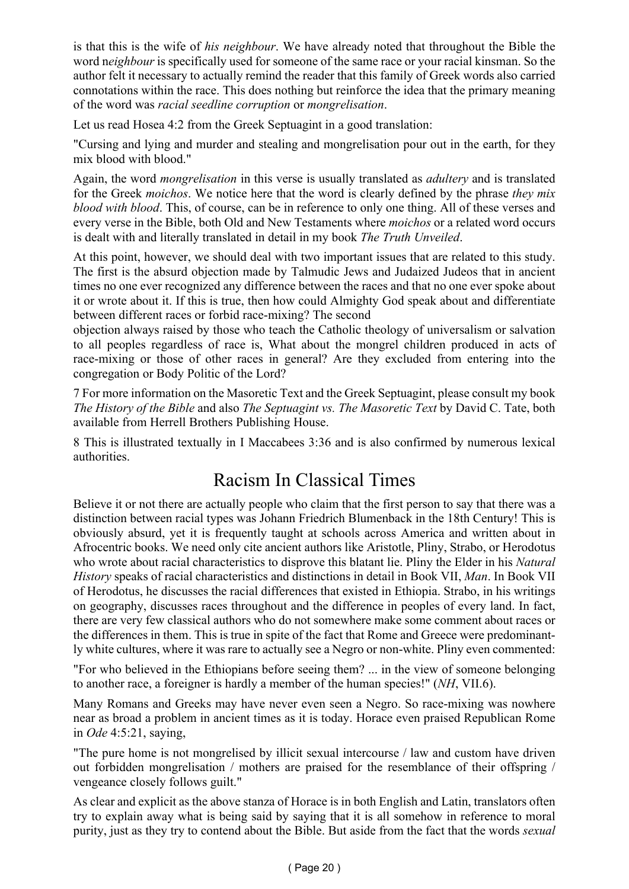is that this is the wife of *his neighbour*. We have already noted that throughout the Bible the word n*eighbour* is specifically used for someone of the same race or your racial kinsman. So the author felt it necessary to actually remind the reader that this family of Greek words also carried connotations within the race. This does nothing but reinforce the idea that the primary meaning of the word was *racial seedline corruption* or *mongrelisation*.

Let us read Hosea 4:2 from the Greek Septuagint in a good translation:

"Cursing and lying and murder and stealing and mongrelisation pour out in the earth, for they mix blood with blood."

Again, the word *mongrelisation* in this verse is usually translated as *adultery* and is translated for the Greek *moichos*. We notice here that the word is clearly defined by the phrase *they mix blood with blood*. This, of course, can be in reference to only one thing. All of these verses and every verse in the Bible, both Old and New Testaments where *moichos* or a related word occurs is dealt with and literally translated in detail in my book *The Truth Unveiled*.

At this point, however, we should deal with two important issues that are related to this study. The first is the absurd objection made by Talmudic Jews and Judaized Judeos that in ancient times no one ever recognized any difference between the races and that no one ever spoke about it or wrote about it. If this is true, then how could Almighty God speak about and differentiate between different races or forbid race-mixing? The second
objection always raised by those who teach the Catholic theology of universalism or salvation to all peoples regardless of race is, What about the mongrel children produced in acts of race-mixing or those of other races in general? Are they excluded from entering into the congregation or Body Politic of the Lord?

7 For more information on the Masoretic Text and the Greek Septuagint, please consult my book *The History of the Bible* and also *The Septuagint vs. The Masoretic Text* by David C. Tate, both available from Herrell Brothers Publishing House.

8 This is illustrated textually in I Maccabees 3:36 and is also confirmed by numerous lexical authorities.

## Racism In Classical Times

Believe it or not there are actually people who claim that the first person to say that there was a distinction between racial types was Johann Friedrich Blumenback in the 18th Century! This is obviously absurd, yet it is frequently taught at schools across America and written about in Afrocentric books. We need only cite ancient authors like Aristotle, Pliny, Strabo, or Herodotus who wrote about racial characteristics to disprove this blatant lie. Pliny the Elder in his *Natural History* speaks of racial characteristics and distinctions in detail in Book VII, *Man*. In Book VII of Herodotus, he discusses the racial differences that existed in Ethiopia. Strabo, in his writings on geography, discusses races throughout and the difference in peoples of every land. In fact, there are very few classical authors who do not somewhere make some comment about races or the differences in them. This is true in spite of the fact that Rome and Greece were predominantly white cultures, where it was rare to actually see a Negro or non-white. Pliny even commented:

"For who believed in the Ethiopians before seeing them? ... in the view of someone belonging to another race, a foreigner is hardly a member of the human species!" (*NH*, VII.6).

Many Romans and Greeks may have never even seen a Negro. So race-mixing was nowhere near as broad a problem in ancient times as it is today. Horace even praised Republican Rome in *Ode* 4:5:21, saying,

"The pure home is not mongrelised by illicit sexual intercourse / law and custom have driven out forbidden mongrelisation / mothers are praised for the resemblance of their offspring / vengeance closely follows guilt."

As clear and explicit as the above stanza of Horace is in both English and Latin, translators often try to explain away what is being said by saying that it is all somehow in reference to moral purity, just as they try to contend about the Bible. But aside from the fact that the words *sexual*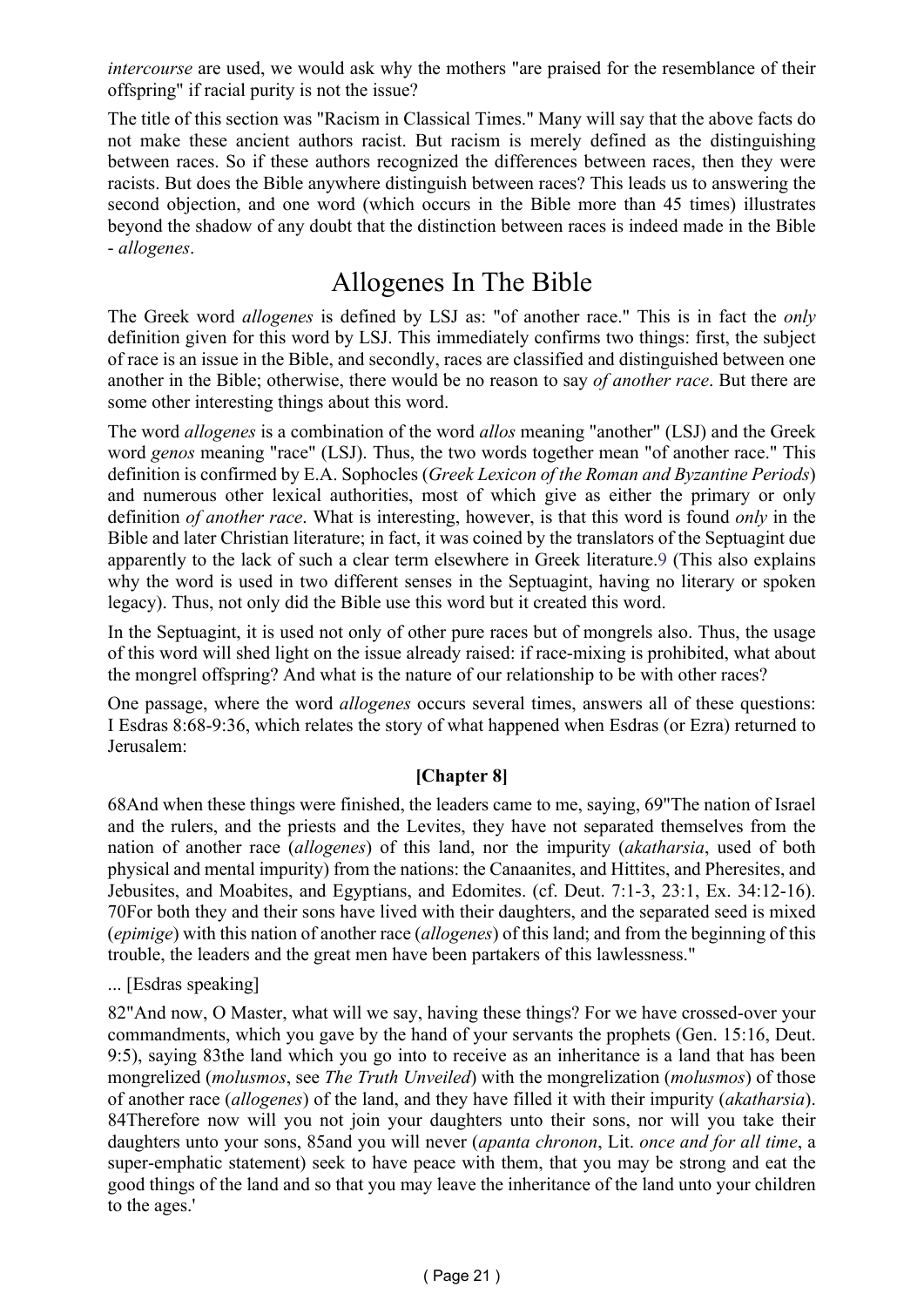*intercourse* are used, we would ask why the mothers "are praised for the resemblance of their offspring" if racial purity is not the issue?

The title of this section was "Racism in Classical Times." Many will say that the above facts do not make these ancient authors racist. But racism is merely defined as the distinguishing between races. So if these authors recognized the differences between races, then they were racists. But does the Bible anywhere distinguish between races? This leads us to answering the second objection, and one word (which occurs in the Bible more than 45 times) illustrates beyond the shadow of any doubt that the distinction between races is indeed made in the Bible - *allogenes*.

## Allogenes In The Bible

The Greek word *allogenes* is defined by LSJ as: "of another race." This is in fact the *only* definition given for this word by LSJ. This immediately confirms two things: first, the subject of race is an issue in the Bible, and secondly, races are classified and distinguished between one another in the Bible; otherwise, there would be no reason to say *of another race*. But there are some other interesting things about this word.

The word *allogenes* is a combination of the word *allos* meaning "another" (LSJ) and the Greek word *genos* meaning "race" (LSJ). Thus, the two words together mean "of another race." This definition is confirmed by E.A. Sophocles (*Greek Lexicon of the Roman and Byzantine Periods*) and numerous other lexical authorities, most of which give as either the primary or only definition *of another race*. What is interesting, however, is that this word is found *only* in the Bible and later Christian literature; in fact, it was coined by the translators of the Septuagint due apparently to the lack of such a clear term elsewhere in Greek literature.9 (This also explains why the word is used in two different senses in the Septuagint, having no literary or spoken legacy). Thus, not only did the Bible use this word but it created this word.

In the Septuagint, it is used not only of other pure races but of mongrels also. Thus, the usage of this word will shed light on the issue already raised: if race-mixing is prohibited, what about the mongrel offspring? And what is the nature of our relationship to be with other races?

One passage, where the word *allogenes* occurs several times, answers all of these questions: I Esdras 8:68-9:36, which relates the story of what happened when Esdras (or Ezra) returned to Jerusalem:

**[Chapter 8]**

68And when these things were finished, the leaders came to me, saying, 69"The nation of Israel and the rulers, and the priests and the Levites, they have not separated themselves from the nation of another race (*allogenes*) of this land, nor the impurity (*akatharsia*, used of both physical and mental impurity) from the nations: the Canaanites, and Hittites, and Pheresites, and Jebusites, and Moabites, and Egyptians, and Edomites. (cf. Deut. 7:1-3, 23:1, Ex. 34:12-16). 70For both they and their sons have lived with their daughters, and the separated seed is mixed (*epimige*) with this nation of another race (*allogenes*) of this land; and from the beginning of this trouble, the leaders and the great men have been partakers of this lawlessness."

... [Esdras speaking]

82"And now, O Master, what will we say, having these things? For we have crossed-over your commandments, which you gave by the hand of your servants the prophets (Gen. 15:16, Deut. 9:5), saying 83the land which you go into to receive as an inheritance is a land that has been mongrelized (*molusmos*, see *The Truth Unveiled*) with the mongrelization (*molusmos*) of those of another race (*allogenes*) of the land, and they have filled it with their impurity (*akatharsia*). 84Therefore now will you not join your daughters unto their sons, nor will you take their daughters unto your sons, 85and you will never (*apanta chronon*, Lit. *once and for all time*, a super-emphatic statement) seek to have peace with them, that you may be strong and eat the good things of the land and so that you may leave the inheritance of the land unto your children to the ages.'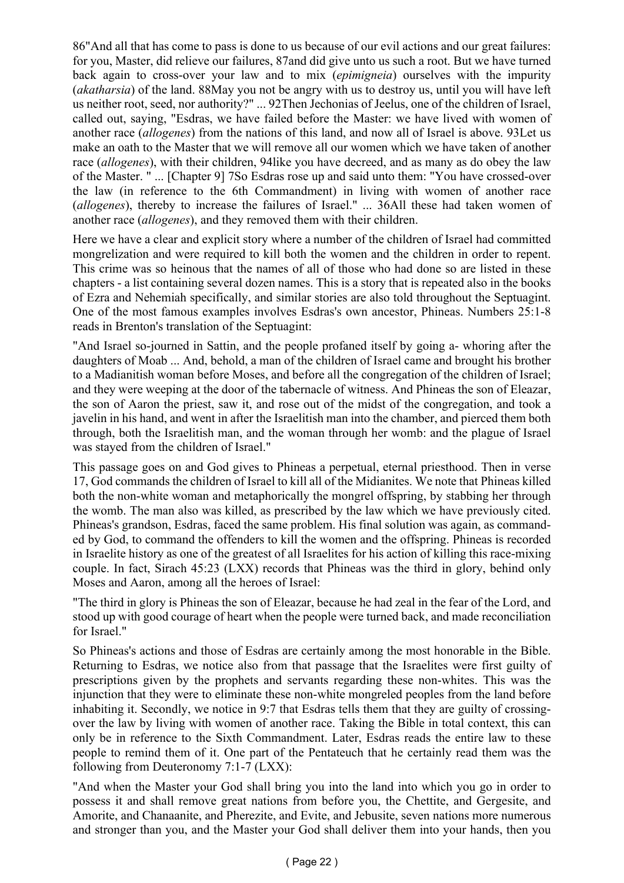86"And all that has come to pass is done to us because of our evil actions and our great failures: for you, Master, did relieve our failures, 87and did give unto us such a root. But we have turned back again to cross-over your law and to mix (*epimigneia*) ourselves with the impurity (*akatharsia*) of the land. 88May you not be angry with us to destroy us, until you will have left us neither root, seed, nor authority?" ... 92Then Jechonias of Jeelus, one of the children of Israel, called out, saying, "Esdras, we have failed before the Master: we have lived with women of another race (*allogenes*) from the nations of this land, and now all of Israel is above. 93Let us make an oath to the Master that we will remove all our women which we have taken of another race (*allogenes*), with their children, 94like you have decreed, and as many as do obey the law of the Master. " ... [Chapter 9] 7So Esdras rose up and said unto them: "You have crossed-over the law (in reference to the 6th Commandment) in living with women of another race (*allogenes*), thereby to increase the failures of Israel." ... 36All these had taken women of another race (*allogenes*), and they removed them with their children.

Here we have a clear and explicit story where a number of the children of Israel had committed mongrelization and were required to kill both the women and the children in order to repent. This crime was so heinous that the names of all of those who had done so are listed in these chapters - a list containing several dozen names. This is a story that is repeated also in the books of Ezra and Nehemiah specifically, and similar stories are also told throughout the Septuagint. One of the most famous examples involves Esdras's own ancestor, Phineas. Numbers 25:1-8 reads in Brenton's translation of the Septuagint:

"And Israel so-journed in Sattin, and the people profaned itself by going a- whoring after the daughters of Moab ... And, behold, a man of the children of Israel came and brought his brother to a Madianitish woman before Moses, and before all the congregation of the children of Israel; and they were weeping at the door of the tabernacle of witness. And Phineas the son of Eleazar, the son of Aaron the priest, saw it, and rose out of the midst of the congregation, and took a javelin in his hand, and went in after the Israelitish man into the chamber, and pierced them both through, both the Israelitish man, and the woman through her womb: and the plague of Israel was stayed from the children of Israel."

This passage goes on and God gives to Phineas a perpetual, eternal priesthood. Then in verse 17, God commands the children of Israel to kill all of the Midianites. We note that Phineas killed both the non-white woman and metaphorically the mongrel offspring, by stabbing her through the womb. The man also was killed, as prescribed by the law which we have previously cited. Phineas's grandson, Esdras, faced the same problem. His final solution was again, as commanded by God, to command the offenders to kill the women and the offspring. Phineas is recorded in Israelite history as one of the greatest of all Israelites for his action of killing this race-mixing couple. In fact, Sirach 45:23 (LXX) records that Phineas was the third in glory, behind only Moses and Aaron, among all the heroes of Israel:

"The third in glory is Phineas the son of Eleazar, because he had zeal in the fear of the Lord, and stood up with good courage of heart when the people were turned back, and made reconciliation for Israel."

So Phineas's actions and those of Esdras are certainly among the most honorable in the Bible. Returning to Esdras, we notice also from that passage that the Israelites were first guilty of prescriptions given by the prophets and servants regarding these non-whites. This was the injunction that they were to eliminate these non-white mongreled peoples from the land before inhabiting it. Secondly, we notice in 9:7 that Esdras tells them that they are guilty of crossing-over the law by living with women of another race. Taking the Bible in total context, this can only be in reference to the Sixth Commandment. Later, Esdras reads the entire law to these people to remind them of it. One part of the Pentateuch that he certainly read them was the following from Deuteronomy 7:1-7 (LXX):

"And when the Master your God shall bring you into the land into which you go in order to possess it and shall remove great nations from before you, the Chettite, and Gergesite, and Amorite, and Chanaanite, and Pherezite, and Evite, and Jebusite, seven nations more numerous and stronger than you, and the Master your God shall deliver them into your hands, then you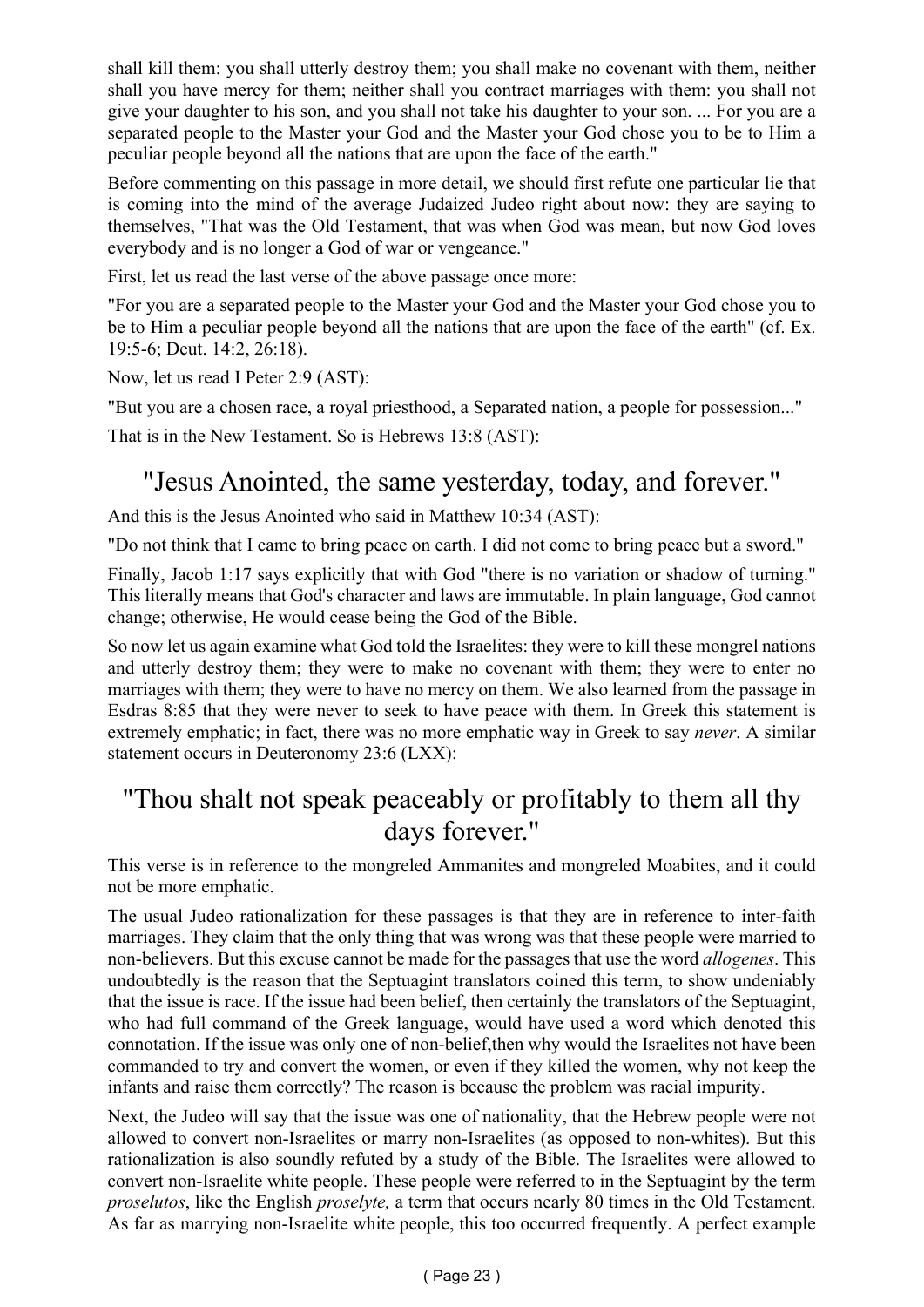shall kill them: you shall utterly destroy them; you shall make no covenant with them, neither shall you have mercy for them; neither shall you contract marriages with them: you shall not give your daughter to his son, and you shall not take his daughter to your son. ... For you are a separated people to the Master your God and the Master your God chose you to be to Him a peculiar people beyond all the nations that are upon the face of the earth."

Before commenting on this passage in more detail, we should first refute one particular lie that is coming into the mind of the average Judaized Judeo right about now: they are saying to themselves, "That was the Old Testament, that was when God was mean, but now God loves everybody and is no longer a God of war or vengeance."

First, let us read the last verse of the above passage once more:

"For you are a separated people to the Master your God and the Master your God chose you to be to Him a peculiar people beyond all the nations that are upon the face of the earth" (cf. Ex. 19:5-6; Deut. 14:2, 26:18).

Now, let us read I Peter 2:9 (AST):

"But you are a chosen race, a royal priesthood, a Separated nation, a people for possession..."

That is in the New Testament. So is Hebrews 13:8 (AST):

## "Jesus Anointed, the same yesterday, today, and forever."

And this is the Jesus Anointed who said in Matthew 10:34 (AST):

"Do not think that I came to bring peace on earth. I did not come to bring peace but a sword."

Finally, Jacob 1:17 says explicitly that with God "there is no variation or shadow of turning." This literally means that God's character and laws are immutable. In plain language, God cannot change; otherwise, He would cease being the God of the Bible.

So now let us again examine what God told the Israelites: they were to kill these mongrel nations and utterly destroy them; they were to make no covenant with them; they were to enter no marriages with them; they were to have no mercy on them. We also learned from the passage in Esdras 8:85 that they were never to seek to have peace with them. In Greek this statement is extremely emphatic; in fact, there was no more emphatic way in Greek to say *never*. A similar statement occurs in Deuteronomy 23:6 (LXX):

## "Thou shalt not speak peaceably or profitably to them all thy days forever."

This verse is in reference to the mongreled Ammanites and mongreled Moabites, and it could not be more emphatic.

The usual Judeo rationalization for these passages is that they are in reference to inter-faith marriages. They claim that the only thing that was wrong was that these people were married to non-believers. But this excuse cannot be made for the passages that use the word *allogenes*. This undoubtedly is the reason that the Septuagint translators coined this term, to show undeniably that the issue is race. If the issue had been belief, then certainly the translators of the Septuagint, who had full command of the Greek language, would have used a word which denoted this connotation. If the issue was only one of non-belief,then why would the Israelites not have been commanded to try and convert the women, or even if they killed the women, why not keep the infants and raise them correctly? The reason is because the problem was racial impurity.

Next, the Judeo will say that the issue was one of nationality, that the Hebrew people were not allowed to convert non-Israelites or marry non-Israelites (as opposed to non-whites). But this rationalization is also soundly refuted by a study of the Bible. The Israelites were allowed to convert non-Israelite white people. These people were referred to in the Septuagint by the term *proselutos*, like the English *proselyte,* a term that occurs nearly 80 times in the Old Testament. As far as marrying non-Israelite white people, this too occurred frequently. A perfect example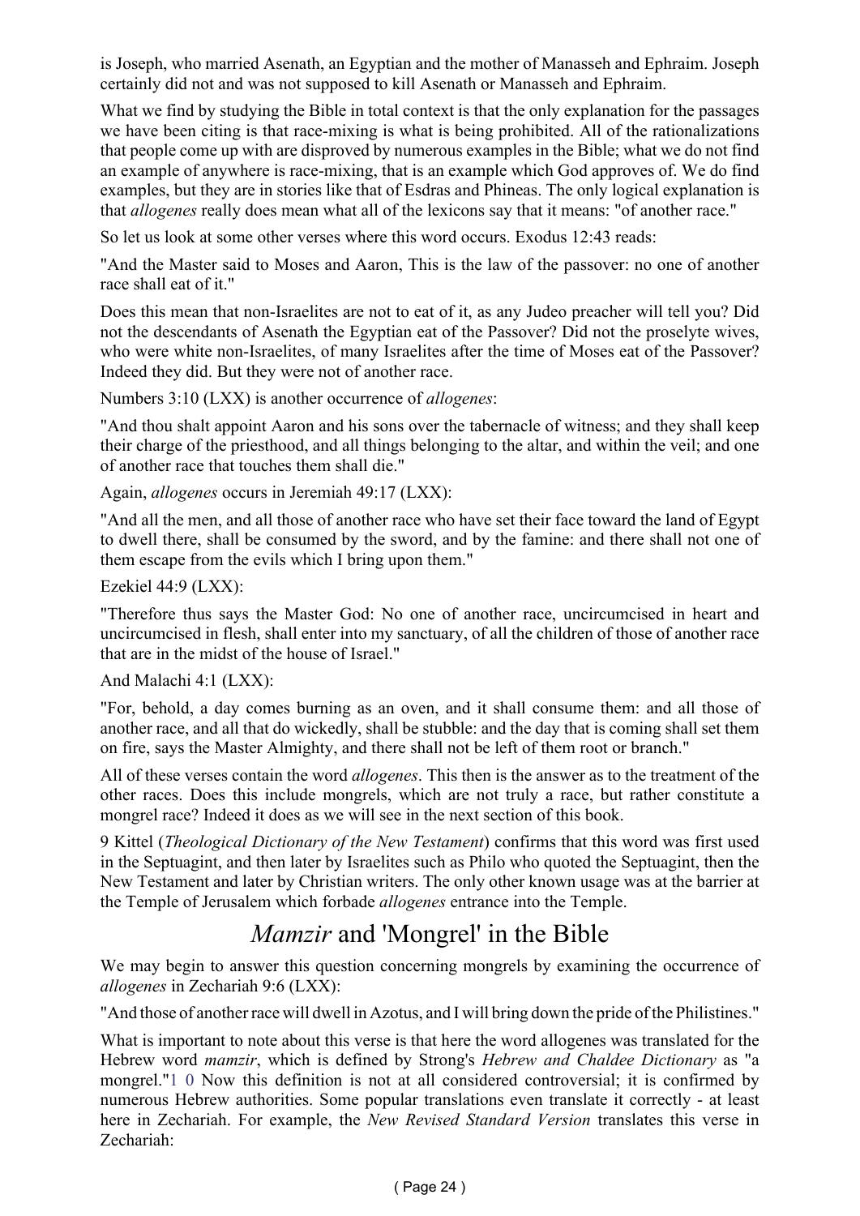is Joseph, who married Asenath, an Egyptian and the mother of Manasseh and Ephraim. Joseph certainly did not and was not supposed to kill Asenath or Manasseh and Ephraim.

What we find by studying the Bible in total context is that the only explanation for the passages we have been citing is that race-mixing is what is being prohibited. All of the rationalizations that people come up with are disproved by numerous examples in the Bible; what we do not find an example of anywhere is race-mixing, that is an example which God approves of. We do find examples, but they are in stories like that of Esdras and Phineas. The only logical explanation is that *allogenes* really does mean what all of the lexicons say that it means: "of another race."

So let us look at some other verses where this word occurs. Exodus 12:43 reads:

"And the Master said to Moses and Aaron, This is the law of the passover: no one of another race shall eat of it."

Does this mean that non-Israelites are not to eat of it, as any Judeo preacher will tell you? Did not the descendants of Asenath the Egyptian eat of the Passover? Did not the proselyte wives, who were white non-Israelites, of many Israelites after the time of Moses eat of the Passover? Indeed they did. But they were not of another race.

Numbers 3:10 (LXX) is another occurrence of *allogenes*:

"And thou shalt appoint Aaron and his sons over the tabernacle of witness; and they shall keep their charge of the priesthood, and all things belonging to the altar, and within the veil; and one of another race that touches them shall die."

Again, *allogenes* occurs in Jeremiah 49:17 (LXX):

"And all the men, and all those of another race who have set their face toward the land of Egypt to dwell there, shall be consumed by the sword, and by the famine: and there shall not one of them escape from the evils which I bring upon them."

Ezekiel 44:9 (LXX):

"Therefore thus says the Master God: No one of another race, uncircumcised in heart and uncircumcised in flesh, shall enter into my sanctuary, of all the children of those of another race that are in the midst of the house of Israel."

And Malachi 4:1 (LXX):

"For, behold, a day comes burning as an oven, and it shall consume them: and all those of another race, and all that do wickedly, shall be stubble: and the day that is coming shall set them on fire, says the Master Almighty, and there shall not be left of them root or branch."

All of these verses contain the word *allogenes*. This then is the answer as to the treatment of the other races. Does this include mongrels, which are not truly a race, but rather constitute a mongrel race? Indeed it does as we will see in the next section of this book.

9 Kittel (*Theological Dictionary of the New Testament*) confirms that this word was first used in the Septuagint, and then later by Israelites such as Philo who quoted the Septuagint, then the New Testament and later by Christian writers. The only other known usage was at the barrier at the Temple of Jerusalem which forbade *allogenes* entrance into the Temple.

## *Mamzir* and 'Mongrel' in the Bible

We may begin to answer this question concerning mongrels by examining the occurrence of *allogenes* in Zechariah 9:6 (LXX):

"And those of another race will dwell in Azotus, and I will bring down the pride of the Philistines."

What is important to note about this verse is that here the word allogenes was translated for the Hebrew word *mamzir*, which is defined by Strong's *Hebrew and Chaldee Dictionary* as "a mongrel."[10] Now this definition is not at all considered controversial; it is confirmed by numerous Hebrew authorities. Some popular translations even translate it correctly - at least here in Zechariah. For example, the *New Revised Standard Version* translates this verse in Zechariah: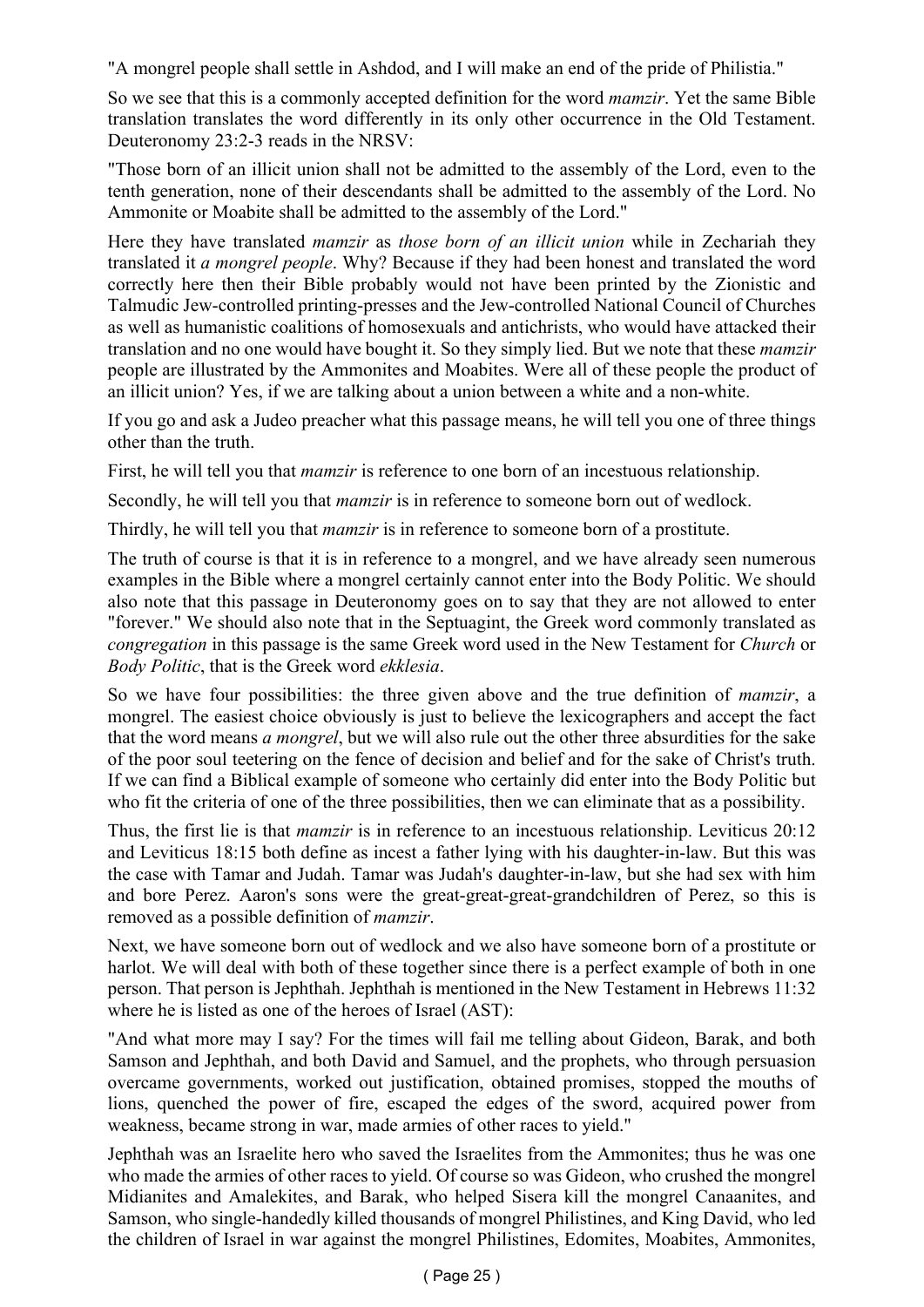"A mongrel people shall settle in Ashdod, and I will make an end of the pride of Philistia."

So we see that this is a commonly accepted definition for the word *mamzir*. Yet the same Bible translation translates the word differently in its only other occurrence in the Old Testament. Deuteronomy 23:2-3 reads in the NRSV:

"Those born of an illicit union shall not be admitted to the assembly of the Lord, even to the tenth generation, none of their descendants shall be admitted to the assembly of the Lord. No Ammonite or Moabite shall be admitted to the assembly of the Lord."

Here they have translated *mamzir* as *those born of an illicit union* while in Zechariah they translated it *a mongrel people*. Why? Because if they had been honest and translated the word correctly here then their Bible probably would not have been printed by the Zionistic and Talmudic Jew-controlled printing-presses and the Jew-controlled National Council of Churches as well as humanistic coalitions of homosexuals and antichrists, who would have attacked their translation and no one would have bought it. So they simply lied. But we note that these *mamzir* people are illustrated by the Ammonites and Moabites. Were all of these people the product of an illicit union? Yes, if we are talking about a union between a white and a non-white.

If you go and ask a Judeo preacher what this passage means, he will tell you one of three things other than the truth.

First, he will tell you that *mamzir* is reference to one born of an incestuous relationship.

Secondly, he will tell you that *mamzir* is in reference to someone born out of wedlock.

Thirdly, he will tell you that *mamzir* is in reference to someone born of a prostitute.

The truth of course is that it is in reference to a mongrel, and we have already seen numerous examples in the Bible where a mongrel certainly cannot enter into the Body Politic. We should also note that this passage in Deuteronomy goes on to say that they are not allowed to enter "forever." We should also note that in the Septuagint, the Greek word commonly translated as *congregation* in this passage is the same Greek word used in the New Testament for *Church* or *Body Politic*, that is the Greek word *ekklesia*.

So we have four possibilities: the three given above and the true definition of *mamzir*, a mongrel. The easiest choice obviously is just to believe the lexicographers and accept the fact that the word means *a mongrel*, but we will also rule out the other three absurdities for the sake of the poor soul teetering on the fence of decision and belief and for the sake of Christ's truth. If we can find a Biblical example of someone who certainly did enter into the Body Politic but who fit the criteria of one of the three possibilities, then we can eliminate that as a possibility.

Thus, the first lie is that *mamzir* is in reference to an incestuous relationship. Leviticus 20:12 and Leviticus 18:15 both define as incest a father lying with his daughter-in-law. But this was the case with Tamar and Judah. Tamar was Judah's daughter-in-law, but she had sex with him and bore Perez. Aaron's sons were the great-great-great-grandchildren of Perez, so this is removed as a possible definition of *mamzir*.

Next, we have someone born out of wedlock and we also have someone born of a prostitute or harlot. We will deal with both of these together since there is a perfect example of both in one person. That person is Jephthah. Jephthah is mentioned in the New Testament in Hebrews 11:32 where he is listed as one of the heroes of Israel (AST):

"And what more may I say? For the times will fail me telling about Gideon, Barak, and both Samson and Jephthah, and both David and Samuel, and the prophets, who through persuasion overcame governments, worked out justification, obtained promises, stopped the mouths of lions, quenched the power of fire, escaped the edges of the sword, acquired power from weakness, became strong in war, made armies of other races to yield."

Jephthah was an Israelite hero who saved the Israelites from the Ammonites; thus he was one who made the armies of other races to yield. Of course so was Gideon, who crushed the mongrel Midianites and Amalekites, and Barak, who helped Sisera kill the mongrel Canaanites, and Samson, who single-handedly killed thousands of mongrel Philistines, and King David, who led the children of Israel in war against the mongrel Philistines, Edomites, Moabites, Ammonites,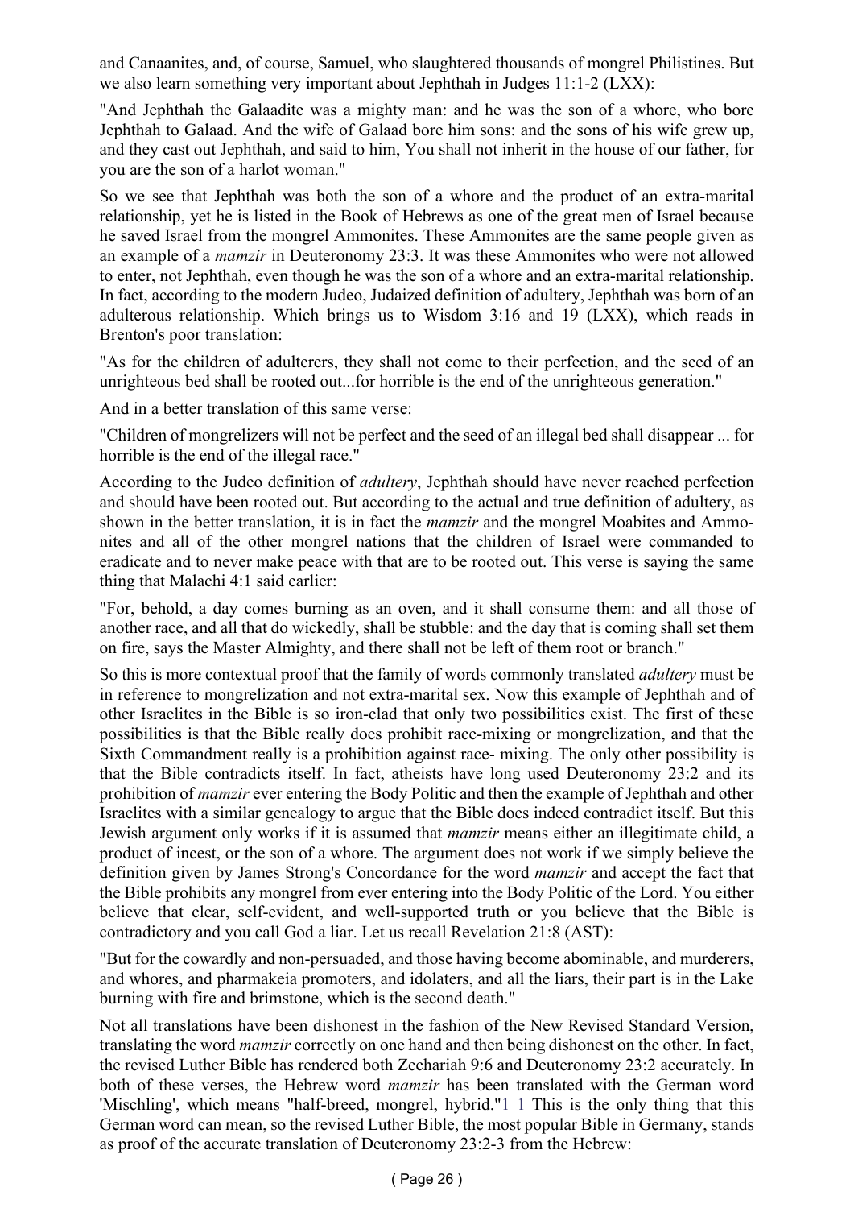and Canaanites, and, of course, Samuel, who slaughtered thousands of mongrel Philistines. But we also learn something very important about Jephthah in Judges 11:1-2 (LXX):

"And Jephthah the Galaadite was a mighty man: and he was the son of a whore, who bore Jephthah to Galaad. And the wife of Galaad bore him sons: and the sons of his wife grew up, and they cast out Jephthah, and said to him, You shall not inherit in the house of our father, for you are the son of a harlot woman."

So we see that Jephthah was both the son of a whore and the product of an extra-marital relationship, yet he is listed in the Book of Hebrews as one of the great men of Israel because he saved Israel from the mongrel Ammonites. These Ammonites are the same people given as an example of a *mamzir* in Deuteronomy 23:3. It was these Ammonites who were not allowed to enter, not Jephthah, even though he was the son of a whore and an extra-marital relationship. In fact, according to the modern Judeo, Judaized definition of adultery, Jephthah was born of an adulterous relationship. Which brings us to Wisdom 3:16 and 19 (LXX), which reads in Brenton's poor translation:

"As for the children of adulterers, they shall not come to their perfection, and the seed of an unrighteous bed shall be rooted out...for horrible is the end of the unrighteous generation."

And in a better translation of this same verse:

"Children of mongrelizers will not be perfect and the seed of an illegal bed shall disappear ... for horrible is the end of the illegal race."

According to the Judeo definition of *adultery*, Jephthah should have never reached perfection and should have been rooted out. But according to the actual and true definition of adultery, as shown in the better translation, it is in fact the *mamzir* and the mongrel Moabites and Ammonites and all of the other mongrel nations that the children of Israel were commanded to eradicate and to never make peace with that are to be rooted out. This verse is saying the same thing that Malachi 4:1 said earlier:

"For, behold, a day comes burning as an oven, and it shall consume them: and all those of another race, and all that do wickedly, shall be stubble: and the day that is coming shall set them on fire, says the Master Almighty, and there shall not be left of them root or branch."

So this is more contextual proof that the family of words commonly translated *adultery* must be in reference to mongrelization and not extra-marital sex. Now this example of Jephthah and of other Israelites in the Bible is so iron-clad that only two possibilities exist. The first of these possibilities is that the Bible really does prohibit race-mixing or mongrelization, and that the Sixth Commandment really is a prohibition against race- mixing. The only other possibility is that the Bible contradicts itself. In fact, atheists have long used Deuteronomy 23:2 and its prohibition of *mamzir* ever entering the Body Politic and then the example of Jephthah and other Israelites with a similar genealogy to argue that the Bible does indeed contradict itself. But this Jewish argument only works if it is assumed that *mamzir* means either an illegitimate child, a product of incest, or the son of a whore. The argument does not work if we simply believe the definition given by James Strong's Concordance for the word *mamzir* and accept the fact that the Bible prohibits any mongrel from ever entering into the Body Politic of the Lord. You either believe that clear, self-evident, and well-supported truth or you believe that the Bible is contradictory and you call God a liar. Let us recall Revelation 21:8 (AST):

"But for the cowardly and non-persuaded, and those having become abominable, and murderers, and whores, and pharmakeia promoters, and idolaters, and all the liars, their part is in the Lake burning with fire and brimstone, which is the second death."

Not all translations have been dishonest in the fashion of the New Revised Standard Version, translating the word *mamzir* correctly on one hand and then being dishonest on the other. In fact, the revised Luther Bible has rendered both Zechariah 9:6 and Deuteronomy 23:2 accurately. In both of these verses, the Hebrew word *mamzir* has been translated with the German word 'Mischling', which means "half-breed, mongrel, hybrid."[1 1] This is the only thing that this German word can mean, so the revised Luther Bible, the most popular Bible in Germany, stands as proof of the accurate translation of Deuteronomy 23:2-3 from the Hebrew: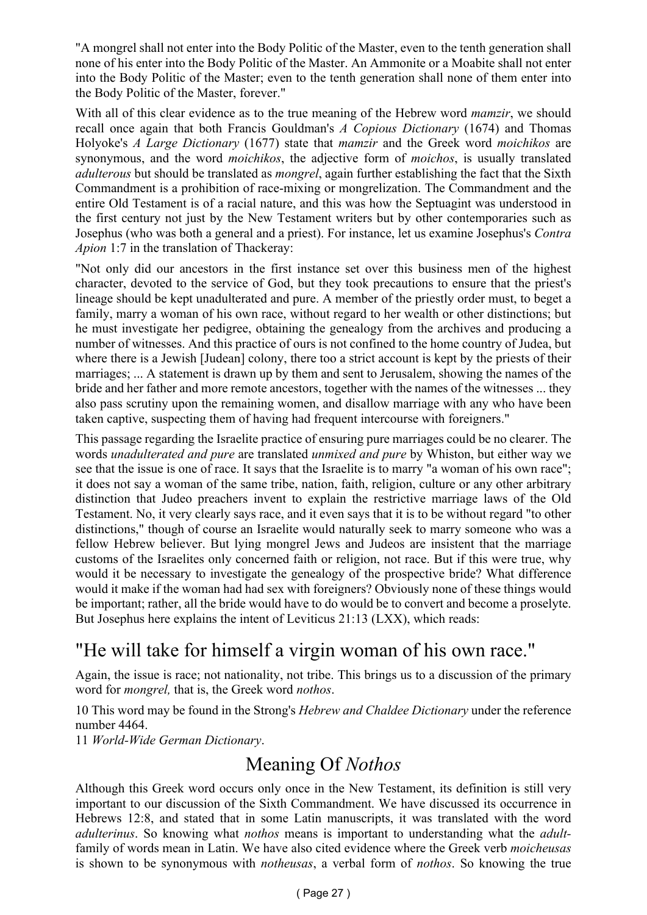"A mongrel shall not enter into the Body Politic of the Master, even to the tenth generation shall none of his enter into the Body Politic of the Master. An Ammonite or a Moabite shall not enter into the Body Politic of the Master; even to the tenth generation shall none of them enter into the Body Politic of the Master, forever."

With all of this clear evidence as to the true meaning of the Hebrew word *mamzir*, we should recall once again that both Francis Gouldman's *A Copious Dictionary* (1674) and Thomas Holyoke's *A Large Dictionary* (1677) state that *mamzir* and the Greek word *moichikos* are synonymous, and the word *moichikos*, the adjective form of *moichos*, is usually translated *adulterous* but should be translated as *mongrel*, again further establishing the fact that the Sixth Commandment is a prohibition of race-mixing or mongrelization. The Commandment and the entire Old Testament is of a racial nature, and this was how the Septuagint was understood in the first century not just by the New Testament writers but by other contemporaries such as Josephus (who was both a general and a priest). For instance, let us examine Josephus's *Contra Apion* 1:7 in the translation of Thackeray:

"Not only did our ancestors in the first instance set over this business men of the highest character, devoted to the service of God, but they took precautions to ensure that the priest's lineage should be kept unadulterated and pure. A member of the priestly order must, to beget a family, marry a woman of his own race, without regard to her wealth or other distinctions; but he must investigate her pedigree, obtaining the genealogy from the archives and producing a number of witnesses. And this practice of ours is not confined to the home country of Judea, but where there is a Jewish [Judean] colony, there too a strict account is kept by the priests of their marriages; ... A statement is drawn up by them and sent to Jerusalem, showing the names of the bride and her father and more remote ancestors, together with the names of the witnesses ... they also pass scrutiny upon the remaining women, and disallow marriage with any who have been taken captive, suspecting them of having had frequent intercourse with foreigners."

This passage regarding the Israelite practice of ensuring pure marriages could be no clearer. The words *unadulterated and pure* are translated *unmixed and pure* by Whiston, but either way we see that the issue is one of race. It says that the Israelite is to marry "a woman of his own race"; it does not say a woman of the same tribe, nation, faith, religion, culture or any other arbitrary distinction that Judeo preachers invent to explain the restrictive marriage laws of the Old Testament. No, it very clearly says race, and it even says that it is to be without regard "to other distinctions," though of course an Israelite would naturally seek to marry someone who was a fellow Hebrew believer. But lying mongrel Jews and Judeos are insistent that the marriage customs of the Israelites only concerned faith or religion, not race. But if this were true, why would it be necessary to investigate the genealogy of the prospective bride? What difference would it make if the woman had had sex with foreigners? Obviously none of these things would be important; rather, all the bride would have to do would be to convert and become a proselyte. But Josephus here explains the intent of Leviticus 21:13 (LXX), which reads:

## "He will take for himself a virgin woman of his own race."

Again, the issue is race; not nationality, not tribe. This brings us to a discussion of the primary word for *mongrel,* that is, the Greek word *nothos*.

10 This word may be found in the Strong's *Hebrew and Chaldee Dictionary* under the reference number 4464.
11 *World-Wide German Dictionary*.

## Meaning Of *Nothos*

Although this Greek word occurs only once in the New Testament, its definition is still very important to our discussion of the Sixth Commandment. We have discussed its occurrence in Hebrews 12:8, and stated that in some Latin manuscripts, it was translated with the word *adulterinus*. So knowing what *nothos* means is important to understanding what the *adult-* family of words mean in Latin. We have also cited evidence where the Greek verb *moicheusas* is shown to be synonymous with *notheusas*, a verbal form of *nothos*. So knowing the true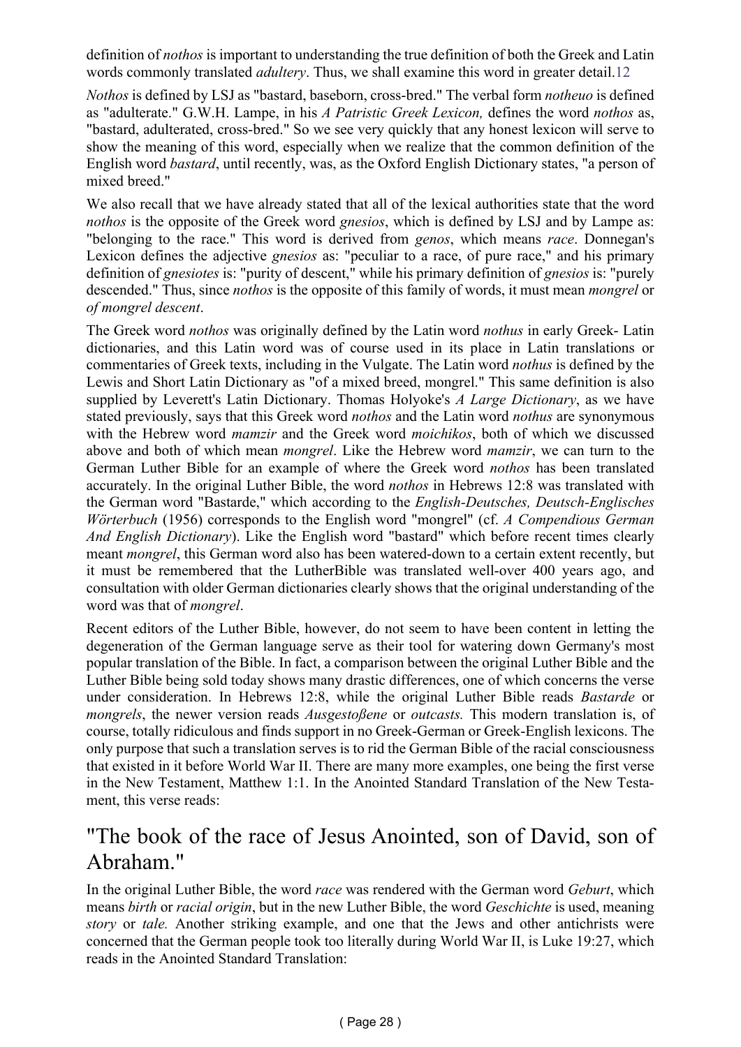definition of *nothos* is important to understanding the true definition of both the Greek and Latin words commonly translated *adultery*. Thus, we shall examine this word in greater detail.12

*Nothos* is defined by LSJ as "bastard, baseborn, cross-bred." The verbal form *notheuo* is defined as "adulterate." G.W.H. Lampe, in his *A Patristic Greek Lexicon,* defines the word *nothos* as, "bastard, adulterated, cross-bred." So we see very quickly that any honest lexicon will serve to show the meaning of this word, especially when we realize that the common definition of the English word *bastard*, until recently, was, as the Oxford English Dictionary states, "a person of mixed breed."

We also recall that we have already stated that all of the lexical authorities state that the word *nothos* is the opposite of the Greek word *gnesios*, which is defined by LSJ and by Lampe as: "belonging to the race." This word is derived from *genos*, which means *race*. Donnegan's Lexicon defines the adjective *gnesios* as: "peculiar to a race, of pure race," and his primary definition of *gnesiotes* is: "purity of descent," while his primary definition of *gnesios* is: "purely descended." Thus, since *nothos* is the opposite of this family of words, it must mean *mongrel* or *of mongrel descent*.

The Greek word *nothos* was originally defined by the Latin word *nothus* in early Greek- Latin dictionaries, and this Latin word was of course used in its place in Latin translations or commentaries of Greek texts, including in the Vulgate. The Latin word *nothus* is defined by the Lewis and Short Latin Dictionary as "of a mixed breed, mongrel." This same definition is also supplied by Leverett's Latin Dictionary. Thomas Holyoke's *A Large Dictionary*, as we have stated previously, says that this Greek word *nothos* and the Latin word *nothus* are synonymous with the Hebrew word *mamzir* and the Greek word *moichikos*, both of which we discussed above and both of which mean *mongrel*. Like the Hebrew word *mamzir*, we can turn to the German Luther Bible for an example of where the Greek word *nothos* has been translated accurately. In the original Luther Bible, the word *nothos* in Hebrews 12:8 was translated with the German word "Bastarde," which according to the *English-Deutsches, Deutsch-Englisches Wörterbuch* (1956) corresponds to the English word "mongrel" (cf. *A Compendious German And English Dictionary*). Like the English word "bastard" which before recent times clearly meant *mongrel*, this German word also has been watered-down to a certain extent recently, but it must be remembered that the LutherBible was translated well-over 400 years ago, and consultation with older German dictionaries clearly shows that the original understanding of the word was that of *mongrel*.

Recent editors of the Luther Bible, however, do not seem to have been content in letting the degeneration of the German language serve as their tool for watering down Germany's most popular translation of the Bible. In fact, a comparison between the original Luther Bible and the Luther Bible being sold today shows many drastic differences, one of which concerns the verse under consideration. In Hebrews 12:8, while the original Luther Bible reads *Bastarde* or *mongrels*, the newer version reads *Ausgestoßene* or *outcasts.* This modern translation is, of course, totally ridiculous and finds support in no Greek-German or Greek-English lexicons. The only purpose that such a translation serves is to rid the German Bible of the racial consciousness that existed in it before World War II. There are many more examples, one being the first verse in the New Testament, Matthew 1:1. In the Anointed Standard Translation of the New Testament, this verse reads:

## "The book of the race of Jesus Anointed, son of David, son of Abraham."

In the original Luther Bible, the word *race* was rendered with the German word *Geburt*, which means *birth* or *racial origin*, but in the new Luther Bible, the word *Geschichte* is used, meaning *story* or *tale.* Another striking example, and one that the Jews and other antichrists were concerned that the German people took too literally during World War II, is Luke 19:27, which reads in the Anointed Standard Translation: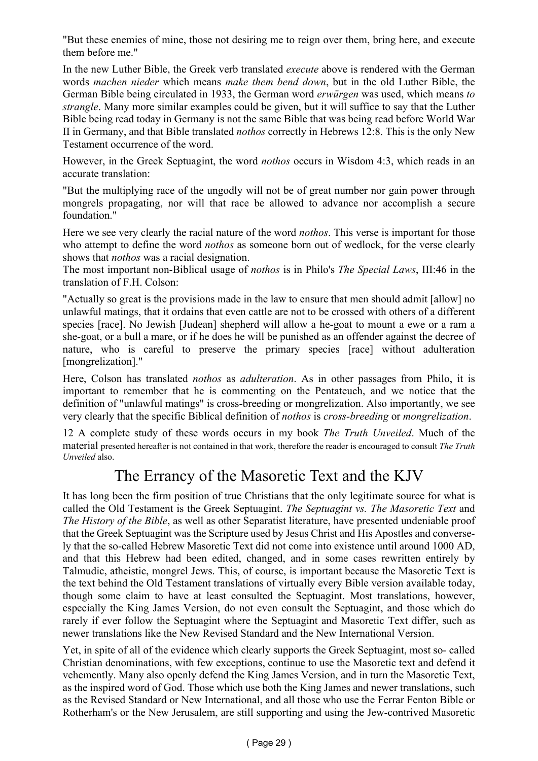"But these enemies of mine, those not desiring me to reign over them, bring here, and execute them before me."

In the new Luther Bible, the Greek verb translated *execute* above is rendered with the German words *machen nieder* which means *make them bend down*, but in the old Luther Bible, the German Bible being circulated in 1933, the German word *erwürgen* was used, which means *to strangle*. Many more similar examples could be given, but it will suffice to say that the Luther Bible being read today in Germany is not the same Bible that was being read before World War II in Germany, and that Bible translated *nothos* correctly in Hebrews 12:8. This is the only New Testament occurrence of the word.

However, in the Greek Septuagint, the word *nothos* occurs in Wisdom 4:3, which reads in an accurate translation:

"But the multiplying race of the ungodly will not be of great number nor gain power through mongrels propagating, nor will that race be allowed to advance nor accomplish a secure foundation."

Here we see very clearly the racial nature of the word *nothos*. This verse is important for those who attempt to define the word *nothos* as someone born out of wedlock, for the verse clearly shows that *nothos* was a racial designation.

The most important non-Biblical usage of *nothos* is in Philo's *The Special Laws*, III:46 in the translation of F.H. Colson:

"Actually so great is the provisions made in the law to ensure that men should admit [allow] no unlawful matings, that it ordains that even cattle are not to be crossed with others of a different species [race]. No Jewish [Judean] shepherd will allow a he-goat to mount a ewe or a ram a she-goat, or a bull a mare, or if he does he will be punished as an offender against the decree of nature, who is careful to preserve the primary species [race] without adulteration [mongrelization]."

Here, Colson has translated *nothos* as *adulteration*. As in other passages from Philo, it is important to remember that he is commenting on the Pentateuch, and we notice that the definition of "unlawful matings" is cross-breeding or mongrelization. Also importantly, we see very clearly that the specific Biblical definition of *nothos* is *cross-breeding* or *mongrelization*.

12 A complete study of these words occurs in my book *The Truth Unveiled*. Much of the material presented hereafter is not contained in that work, therefore the reader is encouraged to consult *The Truth Unveiled* also.

## The Errancy of the Masoretic Text and the KJV

It has long been the firm position of true Christians that the only legitimate source for what is called the Old Testament is the Greek Septuagint. *The Septuagint vs. The Masoretic Text* and *The History of the Bible*, as well as other Separatist literature, have presented undeniable proof that the Greek Septuagint was the Scripture used by Jesus Christ and His Apostles and conversely that the so-called Hebrew Masoretic Text did not come into existence until around 1000 AD, and that this Hebrew had been edited, changed, and in some cases rewritten entirely by Talmudic, atheistic, mongrel Jews. This, of course, is important because the Masoretic Text is the text behind the Old Testament translations of virtually every Bible version available today, though some claim to have at least consulted the Septuagint. Most translations, however, especially the King James Version, do not even consult the Septuagint, and those which do rarely if ever follow the Septuagint where the Septuagint and Masoretic Text differ, such as newer translations like the New Revised Standard and the New International Version.

Yet, in spite of all of the evidence which clearly supports the Greek Septuagint, most so- called Christian denominations, with few exceptions, continue to use the Masoretic text and defend it vehemently. Many also openly defend the King James Version, and in turn the Masoretic Text, as the inspired word of God. Those which use both the King James and newer translations, such as the Revised Standard or New International, and all those who use the Ferrar Fenton Bible or Rotherham's or the New Jerusalem, are still supporting and using the Jew-contrived Masoretic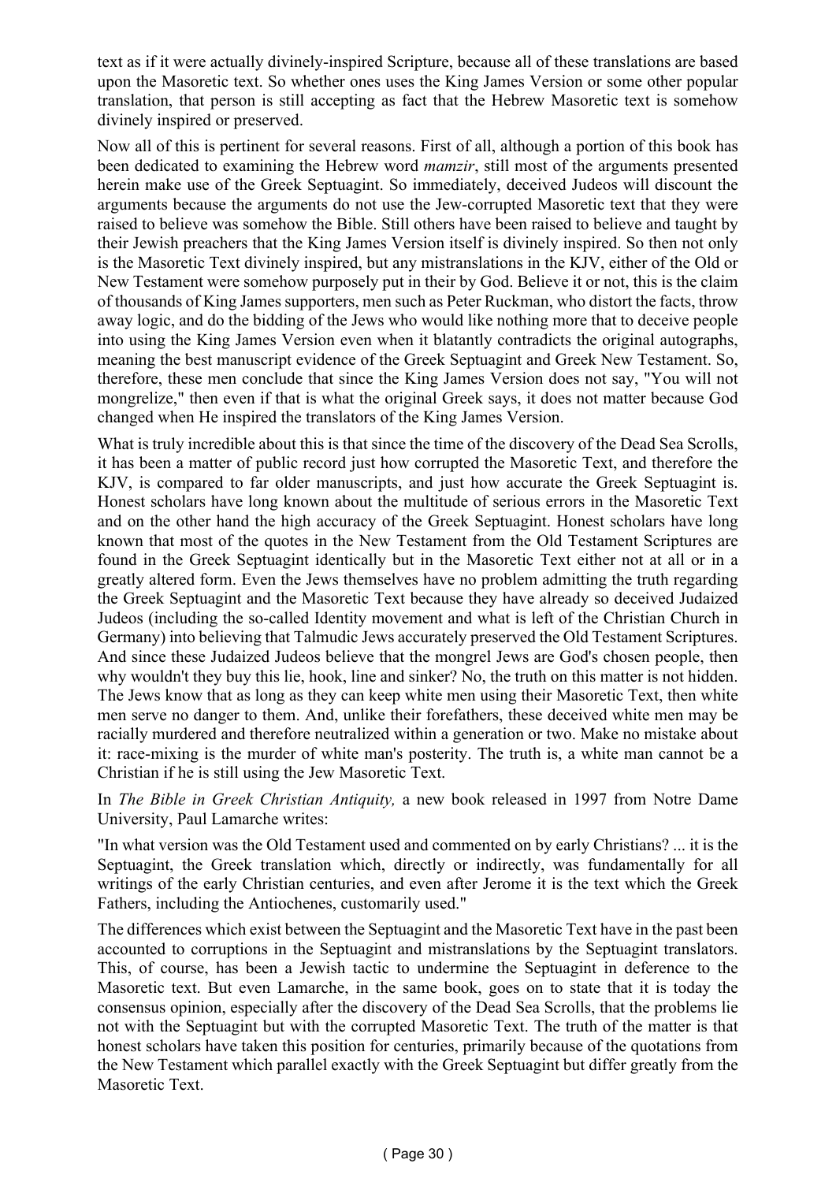text as if it were actually divinely-inspired Scripture, because all of these translations are based upon the Masoretic text. So whether ones uses the King James Version or some other popular translation, that person is still accepting as fact that the Hebrew Masoretic text is somehow divinely inspired or preserved.

Now all of this is pertinent for several reasons. First of all, although a portion of this book has been dedicated to examining the Hebrew word *mamzir*, still most of the arguments presented herein make use of the Greek Septuagint. So immediately, deceived Judeos will discount the arguments because the arguments do not use the Jew-corrupted Masoretic text that they were raised to believe was somehow the Bible. Still others have been raised to believe and taught by their Jewish preachers that the King James Version itself is divinely inspired. So then not only is the Masoretic Text divinely inspired, but any mistranslations in the KJV, either of the Old or New Testament were somehow purposely put in their by God. Believe it or not, this is the claim of thousands of King James supporters, men such as Peter Ruckman, who distort the facts, throw away logic, and do the bidding of the Jews who would like nothing more that to deceive people into using the King James Version even when it blatantly contradicts the original autographs, meaning the best manuscript evidence of the Greek Septuagint and Greek New Testament. So, therefore, these men conclude that since the King James Version does not say, "You will not mongrelize," then even if that is what the original Greek says, it does not matter because God changed when He inspired the translators of the King James Version.

What is truly incredible about this is that since the time of the discovery of the Dead Sea Scrolls, it has been a matter of public record just how corrupted the Masoretic Text, and therefore the KJV, is compared to far older manuscripts, and just how accurate the Greek Septuagint is. Honest scholars have long known about the multitude of serious errors in the Masoretic Text and on the other hand the high accuracy of the Greek Septuagint. Honest scholars have long known that most of the quotes in the New Testament from the Old Testament Scriptures are found in the Greek Septuagint identically but in the Masoretic Text either not at all or in a greatly altered form. Even the Jews themselves have no problem admitting the truth regarding the Greek Septuagint and the Masoretic Text because they have already so deceived Judaized Judeos (including the so-called Identity movement and what is left of the Christian Church in Germany) into believing that Talmudic Jews accurately preserved the Old Testament Scriptures. And since these Judaized Judeos believe that the mongrel Jews are God's chosen people, then why wouldn't they buy this lie, hook, line and sinker? No, the truth on this matter is not hidden. The Jews know that as long as they can keep white men using their Masoretic Text, then white men serve no danger to them. And, unlike their forefathers, these deceived white men may be racially murdered and therefore neutralized within a generation or two. Make no mistake about it: race-mixing is the murder of white man's posterity. The truth is, a white man cannot be a Christian if he is still using the Jew Masoretic Text.

In *The Bible in Greek Christian Antiquity,* a new book released in 1997 from Notre Dame University, Paul Lamarche writes:

"In what version was the Old Testament used and commented on by early Christians? ... it is the Septuagint, the Greek translation which, directly or indirectly, was fundamentally for all writings of the early Christian centuries, and even after Jerome it is the text which the Greek Fathers, including the Antiochenes, customarily used."

The differences which exist between the Septuagint and the Masoretic Text have in the past been accounted to corruptions in the Septuagint and mistranslations by the Septuagint translators. This, of course, has been a Jewish tactic to undermine the Septuagint in deference to the Masoretic text. But even Lamarche, in the same book, goes on to state that it is today the consensus opinion, especially after the discovery of the Dead Sea Scrolls, that the problems lie not with the Septuagint but with the corrupted Masoretic Text. The truth of the matter is that honest scholars have taken this position for centuries, primarily because of the quotations from the New Testament which parallel exactly with the Greek Septuagint but differ greatly from the Masoretic Text.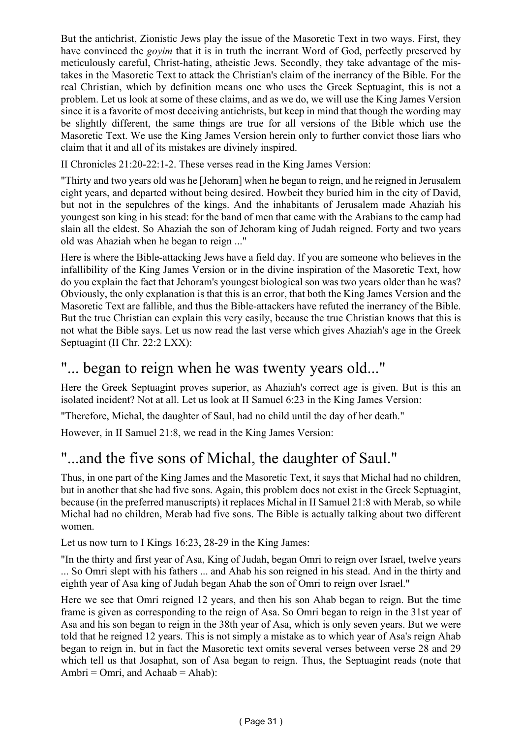But the antichrist, Zionistic Jews play the issue of the Masoretic Text in two ways. First, they have convinced the *goyim* that it is in truth the inerrant Word of God, perfectly preserved by meticulously careful, Christ-hating, atheistic Jews. Secondly, they take advantage of the mistakes in the Masoretic Text to attack the Christian's claim of the inerrancy of the Bible. For the real Christian, which by definition means one who uses the Greek Septuagint, this is not a problem. Let us look at some of these claims, and as we do, we will use the King James Version since it is a favorite of most deceiving antichrists, but keep in mind that though the wording may be slightly different, the same things are true for all versions of the Bible which use the Masoretic Text. We use the King James Version herein only to further convict those liars who claim that it and all of its mistakes are divinely inspired.

II Chronicles 21:20-22:1-2. These verses read in the King James Version:

"Thirty and two years old was he [Jehoram] when he began to reign, and he reigned in Jerusalem eight years, and departed without being desired. Howbeit they buried him in the city of David, but not in the sepulchres of the kings. And the inhabitants of Jerusalem made Ahaziah his youngest son king in his stead: for the band of men that came with the Arabians to the camp had slain all the eldest. So Ahaziah the son of Jehoram king of Judah reigned. Forty and two years old was Ahaziah when he began to reign ..."

Here is where the Bible-attacking Jews have a field day. If you are someone who believes in the infallibility of the King James Version or in the divine inspiration of the Masoretic Text, how do you explain the fact that Jehoram's youngest biological son was two years older than he was? Obviously, the only explanation is that this is an error, that both the King James Version and the Masoretic Text are fallible, and thus the Bible-attackers have refuted the inerrancy of the Bible. But the true Christian can explain this very easily, because the true Christian knows that this is not what the Bible says. Let us now read the last verse which gives Ahaziah's age in the Greek Septuagint (II Chr. 22:2 LXX):

## "... began to reign when he was twenty years old..."

Here the Greek Septuagint proves superior, as Ahaziah's correct age is given. But is this an isolated incident? Not at all. Let us look at II Samuel 6:23 in the King James Version:

"Therefore, Michal, the daughter of Saul, had no child until the day of her death."

However, in II Samuel 21:8, we read in the King James Version:

## "...and the five sons of Michal, the daughter of Saul."

Thus, in one part of the King James and the Masoretic Text, it says that Michal had no children, but in another that she had five sons. Again, this problem does not exist in the Greek Septuagint, because (in the preferred manuscripts) it replaces Michal in II Samuel 21:8 with Merab, so while Michal had no children, Merab had five sons. The Bible is actually talking about two different women.

Let us now turn to I Kings 16:23, 28-29 in the King James:

"In the thirty and first year of Asa, King of Judah, began Omri to reign over Israel, twelve years ... So Omri slept with his fathers ... and Ahab his son reigned in his stead. And in the thirty and eighth year of Asa king of Judah began Ahab the son of Omri to reign over Israel."

Here we see that Omri reigned 12 years, and then his son Ahab began to reign. But the time frame is given as corresponding to the reign of Asa. So Omri began to reign in the 31st year of Asa and his son began to reign in the 38th year of Asa, which is only seven years. But we were told that he reigned 12 years. This is not simply a mistake as to which year of Asa's reign Ahab began to reign in, but in fact the Masoretic text omits several verses between verse 28 and 29 which tell us that Josaphat, son of Asa began to reign. Thus, the Septuagint reads (note that Ambri = Omri, and Achaab = Ahab):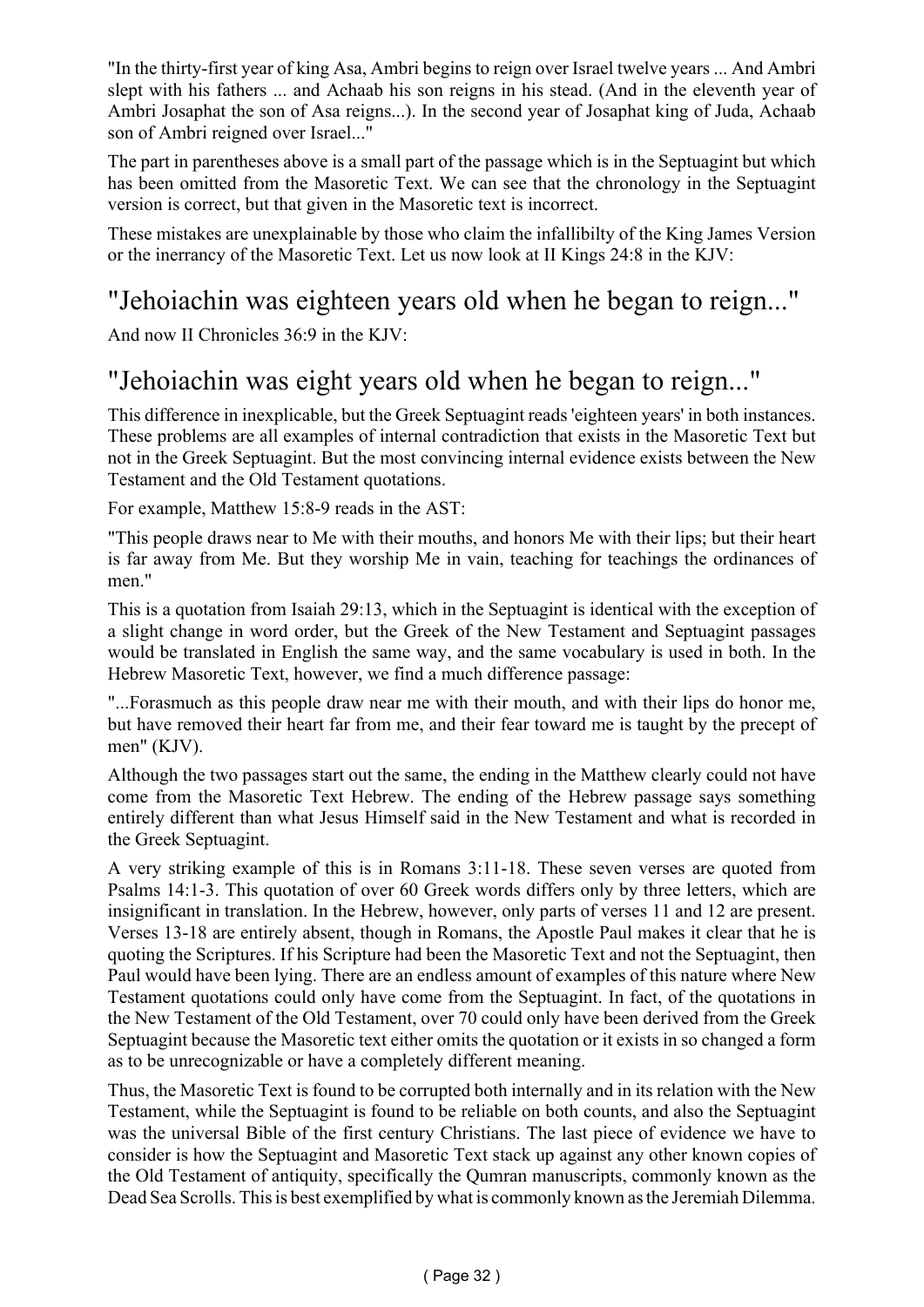"In the thirty-first year of king Asa, Ambri begins to reign over Israel twelve years ... And Ambri slept with his fathers ... and Achaab his son reigns in his stead. (And in the eleventh year of Ambri Josaphat the son of Asa reigns...). In the second year of Josaphat king of Juda, Achaab son of Ambri reigned over Israel..."

The part in parentheses above is a small part of the passage which is in the Septuagint but which has been omitted from the Masoretic Text. We can see that the chronology in the Septuagint version is correct, but that given in the Masoretic text is incorrect.

These mistakes are unexplainable by those who claim the infallibilty of the King James Version or the inerrancy of the Masoretic Text. Let us now look at II Kings 24:8 in the KJV:

## "Jehoiachin was eighteen years old when he began to reign..."

And now II Chronicles 36:9 in the KJV:

## "Jehoiachin was eight years old when he began to reign..."

This difference in inexplicable, but the Greek Septuagint reads 'eighteen years' in both instances. These problems are all examples of internal contradiction that exists in the Masoretic Text but not in the Greek Septuagint. But the most convincing internal evidence exists between the New Testament and the Old Testament quotations.

For example, Matthew 15:8-9 reads in the AST:

"This people draws near to Me with their mouths, and honors Me with their lips; but their heart is far away from Me. But they worship Me in vain, teaching for teachings the ordinances of men."

This is a quotation from Isaiah 29:13, which in the Septuagint is identical with the exception of a slight change in word order, but the Greek of the New Testament and Septuagint passages would be translated in English the same way, and the same vocabulary is used in both. In the Hebrew Masoretic Text, however, we find a much difference passage:

"...Forasmuch as this people draw near me with their mouth, and with their lips do honor me, but have removed their heart far from me, and their fear toward me is taught by the precept of men" (KJV).

Although the two passages start out the same, the ending in the Matthew clearly could not have come from the Masoretic Text Hebrew. The ending of the Hebrew passage says something entirely different than what Jesus Himself said in the New Testament and what is recorded in the Greek Septuagint.

A very striking example of this is in Romans 3:11-18. These seven verses are quoted from Psalms 14:1-3. This quotation of over 60 Greek words differs only by three letters, which are insignificant in translation. In the Hebrew, however, only parts of verses 11 and 12 are present. Verses 13-18 are entirely absent, though in Romans, the Apostle Paul makes it clear that he is quoting the Scriptures. If his Scripture had been the Masoretic Text and not the Septuagint, then Paul would have been lying. There are an endless amount of examples of this nature where New Testament quotations could only have come from the Septuagint. In fact, of the quotations in the New Testament of the Old Testament, over 70 could only have been derived from the Greek Septuagint because the Masoretic text either omits the quotation or it exists in so changed a form as to be unrecognizable or have a completely different meaning.

Thus, the Masoretic Text is found to be corrupted both internally and in its relation with the New Testament, while the Septuagint is found to be reliable on both counts, and also the Septuagint was the universal Bible of the first century Christians. The last piece of evidence we have to consider is how the Septuagint and Masoretic Text stack up against any other known copies of the Old Testament of antiquity, specifically the Qumran manuscripts, commonly known as the Dead Sea Scrolls. This is best exemplified by what is commonly known as the Jeremiah Dilemma.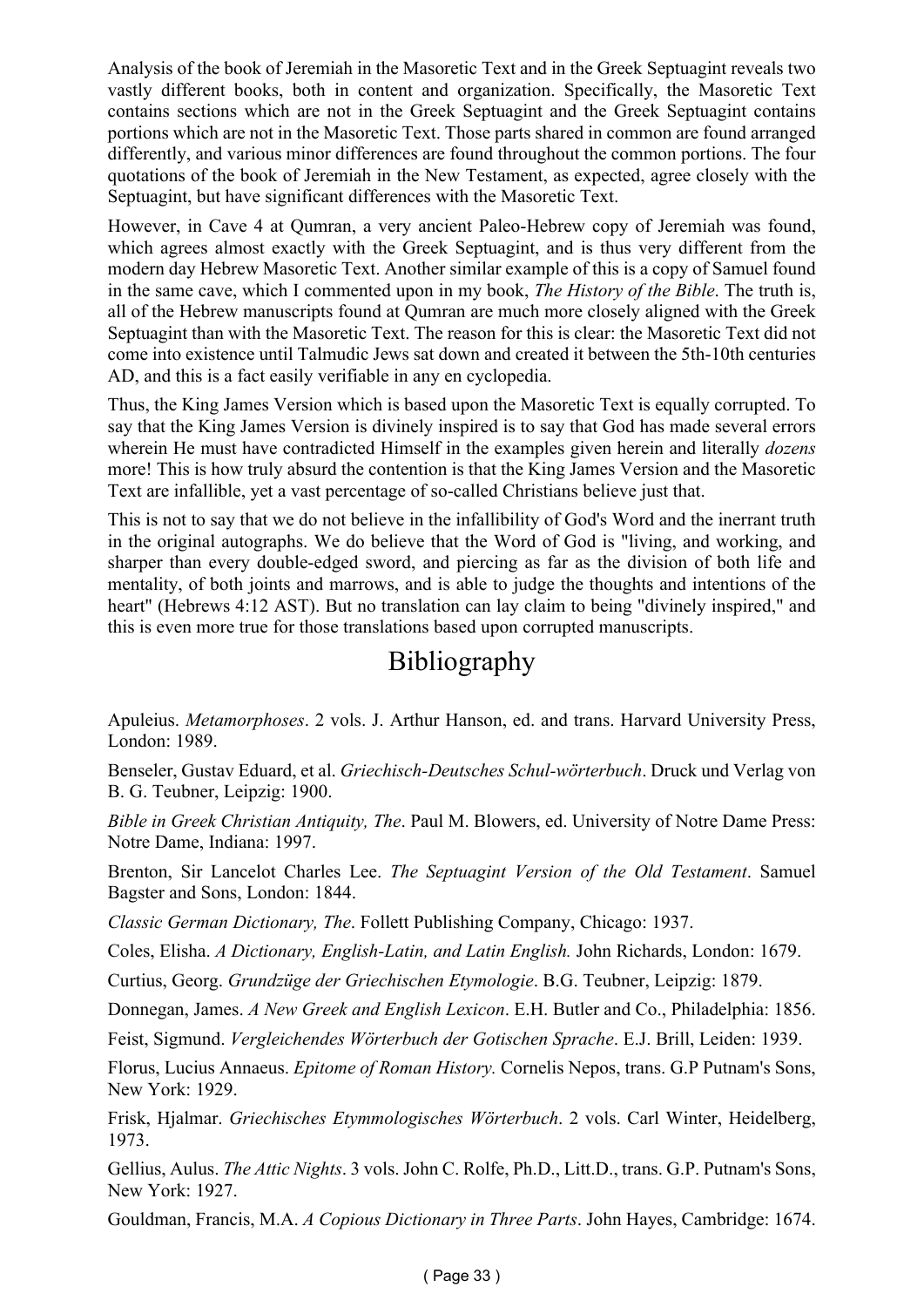Analysis of the book of Jeremiah in the Masoretic Text and in the Greek Septuagint reveals two vastly different books, both in content and organization. Specifically, the Masoretic Text contains sections which are not in the Greek Septuagint and the Greek Septuagint contains portions which are not in the Masoretic Text. Those parts shared in common are found arranged differently, and various minor differences are found throughout the common portions. The four quotations of the book of Jeremiah in the New Testament, as expected, agree closely with the Septuagint, but have significant differences with the Masoretic Text.

However, in Cave 4 at Qumran, a very ancient Paleo-Hebrew copy of Jeremiah was found, which agrees almost exactly with the Greek Septuagint, and is thus very different from the modern day Hebrew Masoretic Text. Another similar example of this is a copy of Samuel found in the same cave, which I commented upon in my book, *The History of the Bible*. The truth is, all of the Hebrew manuscripts found at Qumran are much more closely aligned with the Greek Septuagint than with the Masoretic Text. The reason for this is clear: the Masoretic Text did not come into existence until Talmudic Jews sat down and created it between the 5th-10th centuries AD, and this is a fact easily verifiable in any en cyclopedia.

Thus, the King James Version which is based upon the Masoretic Text is equally corrupted. To say that the King James Version is divinely inspired is to say that God has made several errors wherein He must have contradicted Himself in the examples given herein and literally *dozens* more! This is how truly absurd the contention is that the King James Version and the Masoretic Text are infallible, yet a vast percentage of so-called Christians believe just that.

This is not to say that we do not believe in the infallibility of God's Word and the inerrant truth in the original autographs. We do believe that the Word of God is "living, and working, and sharper than every double-edged sword, and piercing as far as the division of both life and mentality, of both joints and marrows, and is able to judge the thoughts and intentions of the heart" (Hebrews 4:12 AST). But no translation can lay claim to being "divinely inspired," and this is even more true for those translations based upon corrupted manuscripts.

# Bibliography

Apuleius. *Metamorphoses*. 2 vols. J. Arthur Hanson, ed. and trans. Harvard University Press, London: 1989.

Benseler, Gustav Eduard, et al. *Griechisch-Deutsches Schul-wörterbuch*. Druck und Verlag von B. G. Teubner, Leipzig: 1900.

*Bible in Greek Christian Antiquity, The*. Paul M. Blowers, ed. University of Notre Dame Press: Notre Dame, Indiana: 1997.

Brenton, Sir Lancelot Charles Lee. *The Septuagint Version of the Old Testament*. Samuel Bagster and Sons, London: 1844.

*Classic German Dictionary, The*. Follett Publishing Company, Chicago: 1937.

Coles, Elisha. *A Dictionary, English-Latin, and Latin English.* John Richards, London: 1679.

Curtius, Georg. *Grundzüge der Griechischen Etymologie*. B.G. Teubner, Leipzig: 1879.

Donnegan, James. *A New Greek and English Lexicon*. E.H. Butler and Co., Philadelphia: 1856.

Feist, Sigmund. *Vergleichendes Wörterbuch der Gotischen Sprache*. E.J. Brill, Leiden: 1939.

Florus, Lucius Annaeus. *Epitome of Roman History.* Cornelis Nepos, trans. G.P Putnam's Sons, New York: 1929.

Frisk, Hjalmar. *Griechisches Etymmologisches Wörterbuch*. 2 vols. Carl Winter, Heidelberg, 1973.

Gellius, Aulus. *The Attic Nights*. 3 vols. John C. Rolfe, Ph.D., Litt.D., trans. G.P. Putnam's Sons, New York: 1927.

Gouldman, Francis, M.A. *A Copious Dictionary in Three Parts*. John Hayes, Cambridge: 1674.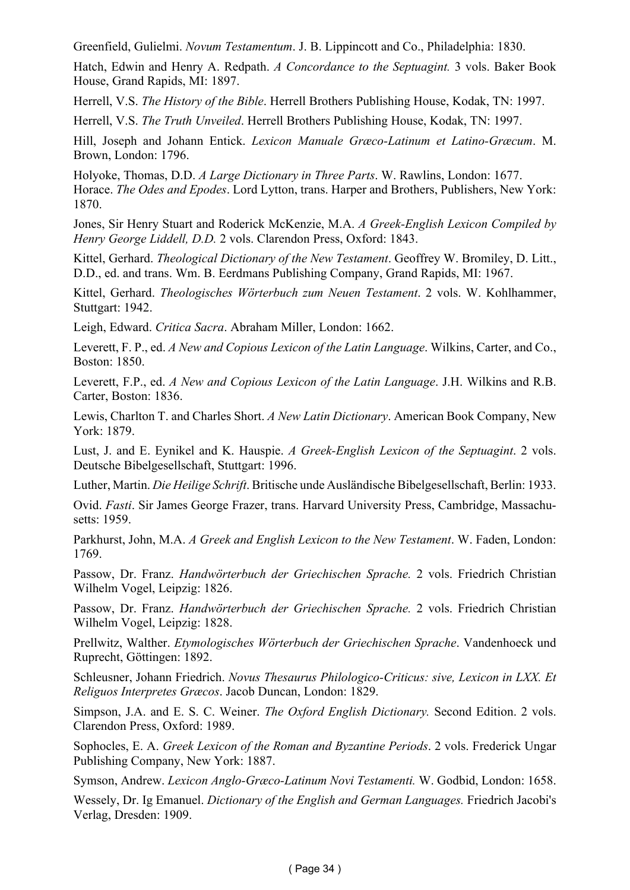Greenfield, Gulielmi. *Novum Testamentum*. J. B. Lippincott and Co., Philadelphia: 1830.

Hatch, Edwin and Henry A. Redpath. *A Concordance to the Septuagint.* 3 vols. Baker Book House, Grand Rapids, MI: 1897.

Herrell, V.S. *The History of the Bible*. Herrell Brothers Publishing House, Kodak, TN: 1997.

Herrell, V.S. *The Truth Unveiled*. Herrell Brothers Publishing House, Kodak, TN: 1997.

Hill, Joseph and Johann Entick. *Lexicon Manuale Græco-Latinum et Latino-Græcum*. M. Brown, London: 1796.

Holyoke, Thomas, D.D. *A Large Dictionary in Three Parts*. W. Rawlins, London: 1677.

Horace. *The Odes and Epodes*. Lord Lytton, trans. Harper and Brothers, Publishers, New York: 1870.

Jones, Sir Henry Stuart and Roderick McKenzie, M.A. *A Greek-English Lexicon Compiled by Henry George Liddell, D.D.* 2 vols. Clarendon Press, Oxford: 1843.

Kittel, Gerhard. *Theological Dictionary of the New Testament*. Geoffrey W. Bromiley, D. Litt., D.D., ed. and trans. Wm. B. Eerdmans Publishing Company, Grand Rapids, MI: 1967.

Kittel, Gerhard. *Theologisches Wörterbuch zum Neuen Testament*. 2 vols. W. Kohlhammer, Stuttgart: 1942.

Leigh, Edward. *Critica Sacra*. Abraham Miller, London: 1662.

Leverett, F. P., ed. *A New and Copious Lexicon of the Latin Language*. Wilkins, Carter, and Co., Boston: 1850.

Leverett, F.P., ed. *A New and Copious Lexicon of the Latin Language*. J.H. Wilkins and R.B. Carter, Boston: 1836.

Lewis, Charlton T. and Charles Short. *A New Latin Dictionary*. American Book Company, New York: 1879.

Lust, J. and E. Eynikel and K. Hauspie. *A Greek-English Lexicon of the Septuagint*. 2 vols. Deutsche Bibelgesellschaft, Stuttgart: 1996.

Luther, Martin. *Die Heilige Schrift*. Britische unde Ausländische Bibelgesellschaft, Berlin: 1933.

Ovid. *Fasti*. Sir James George Frazer, trans. Harvard University Press, Cambridge, Massachusetts: 1959.

Parkhurst, John, M.A. *A Greek and English Lexicon to the New Testament*. W. Faden, London: 1769.

Passow, Dr. Franz. *Handwörterbuch der Griechischen Sprache.* 2 vols. Friedrich Christian Wilhelm Vogel, Leipzig: 1826.

Passow, Dr. Franz. *Handwörterbuch der Griechischen Sprache.* 2 vols. Friedrich Christian Wilhelm Vogel, Leipzig: 1828.

Prellwitz, Walther. *Etymologisches Wörterbuch der Griechischen Sprache*. Vandenhoeck und Ruprecht, Göttingen: 1892.

Schleusner, Johann Friedrich. *Novus Thesaurus Philologico-Criticus: sive, Lexicon in LXX. Et Religuos Interpretes Græcos*. Jacob Duncan, London: 1829.

Simpson, J.A. and E. S. C. Weiner. *The Oxford English Dictionary.* Second Edition. 2 vols. Clarendon Press, Oxford: 1989.

Sophocles, E. A. *Greek Lexicon of the Roman and Byzantine Periods*. 2 vols. Frederick Ungar Publishing Company, New York: 1887.

Symson, Andrew. *Lexicon Anglo-Græco-Latinum Novi Testamenti.* W. Godbid, London: 1658.

Wessely, Dr. Ig Emanuel. *Dictionary of the English and German Languages.* Friedrich Jacobi's Verlag, Dresden: 1909.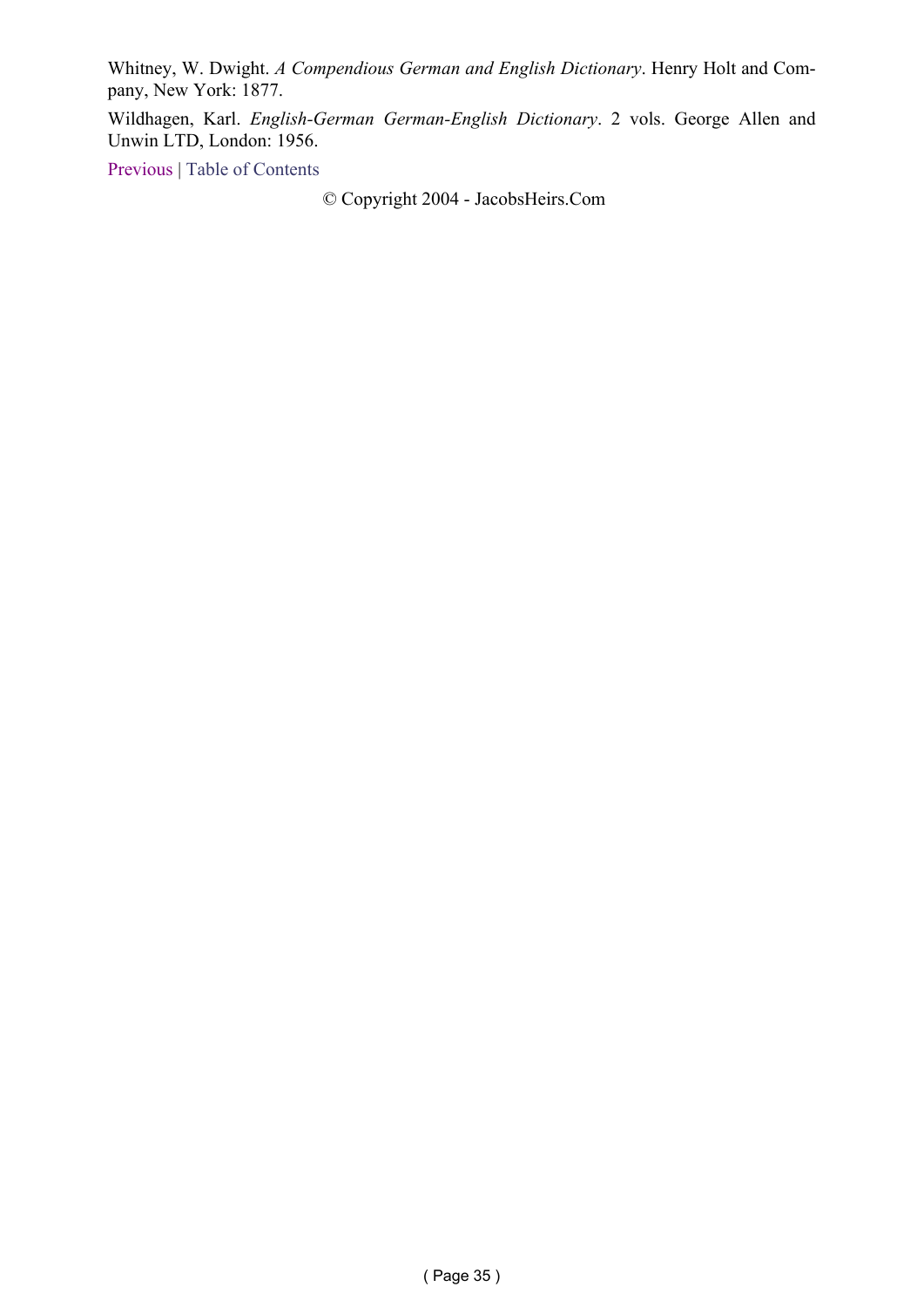Whitney, W. Dwight. *A Compendious German and English Dictionary*. Henry Holt and Company, New York: 1877.

Wildhagen, Karl. *English-German German-English Dictionary*. 2 vols. George Allen and Unwin LTD, London: 1956.

Previous | Table of Contents

© Copyright 2004 - JacobsHeirs.Com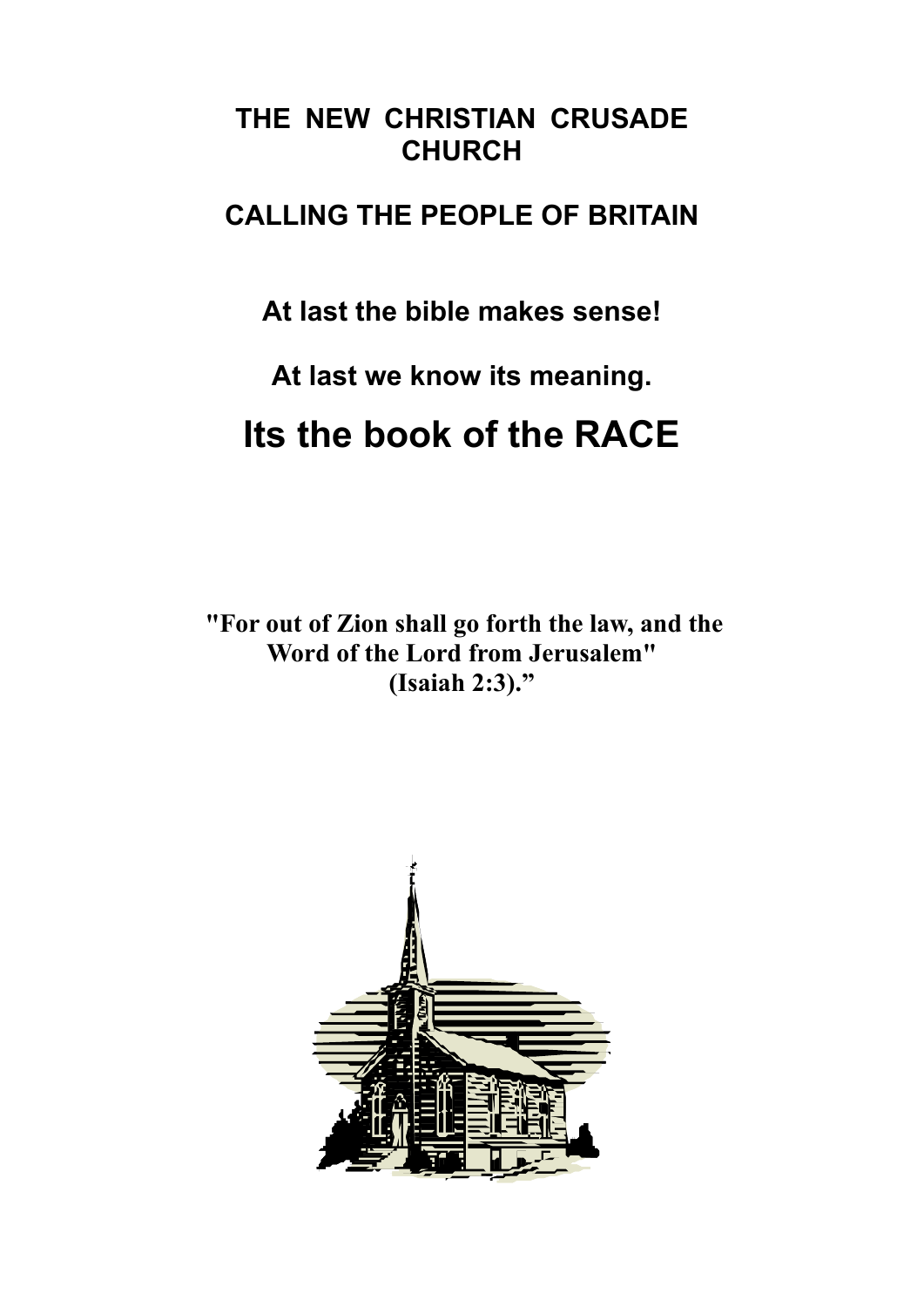**THE NEW CHRISTIAN CRUSADE CHURCH**

**CALLING THE PEOPLE OF BRITAIN**

**At last the bible makes sense!**

**At last we know its meaning.**

# Its the book of the RACE

**"For out of Zion shall go forth the law, and the Word of the Lord from Jerusalem" (Isaiah 2:3)."**